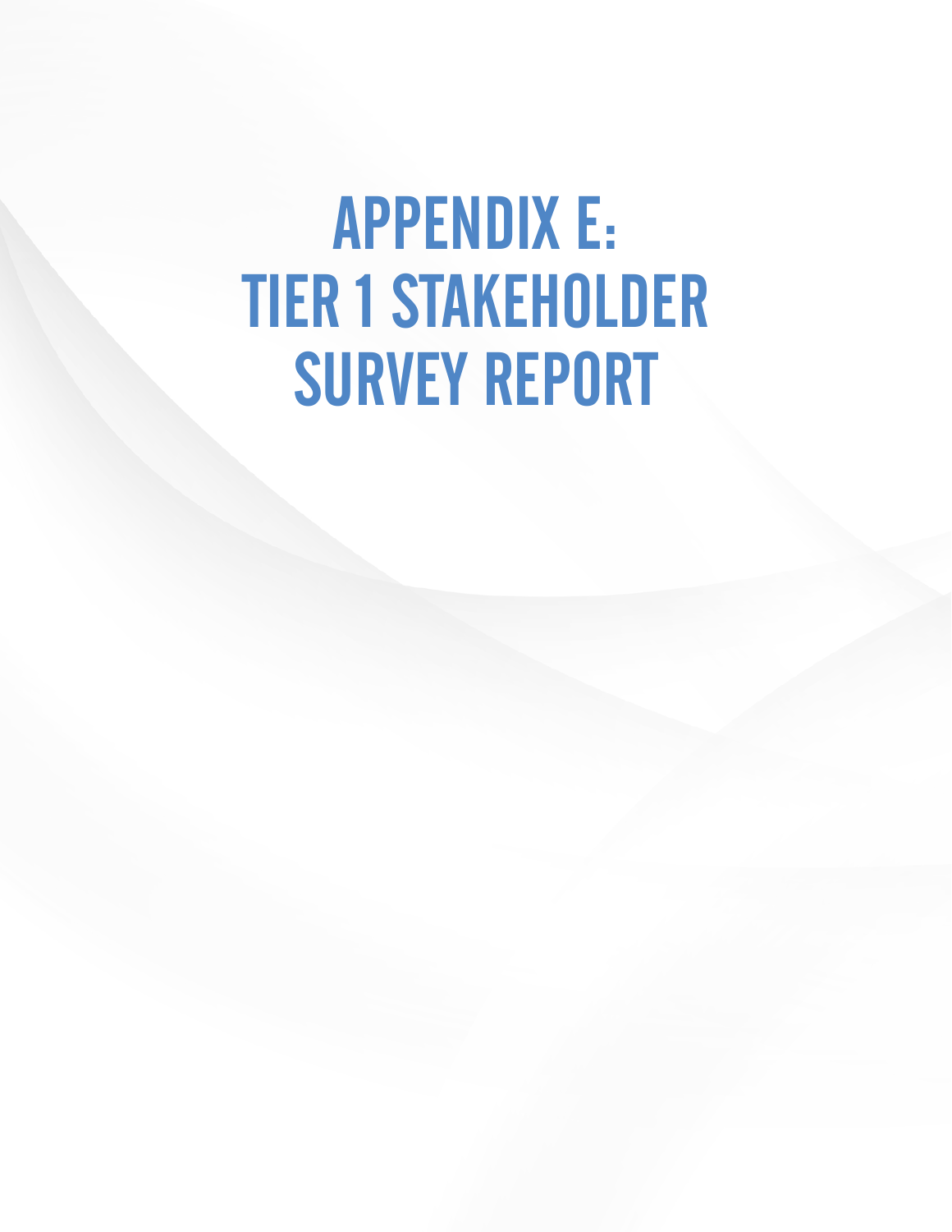# APPENDIX E: TIER 1 STAKEHOLDER SURVEY REPORT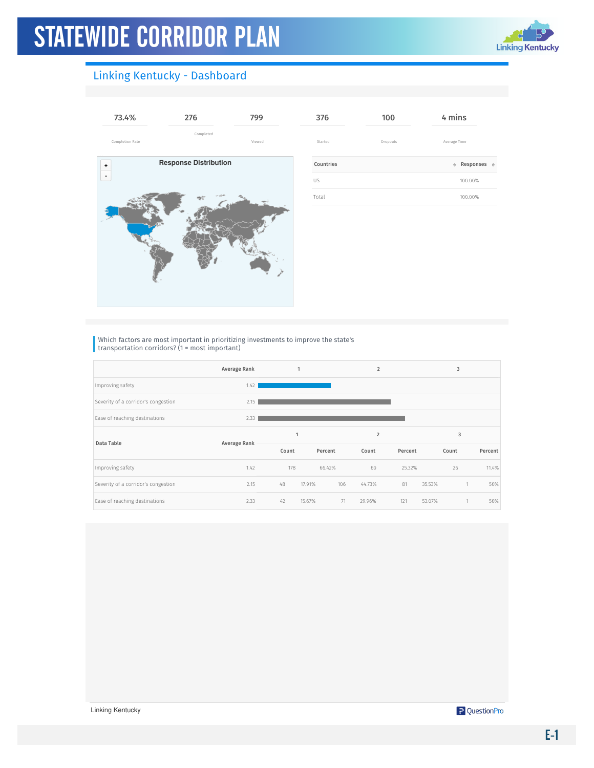# Linking Kentucky - Dashboard

| 73.4% | 276 | 799 | 376 | 100 | 4 mins |
|---|---|---|---|---|---|
| Completion Rate | Completed | Viewed | Started | Dropouts | Average Time |

**Response Distribution**

| Countries | Responses |
|---|---|
| US | 100.00% |
| Total | 100.00% |

Which factors are most important in prioritizing investments to improve the state's transportation corridors? (1 = most important)

| | Average Rank |
|---|---|
| Improving safety | 1.42 |
| Severity of a corridor's congestion | 2.15 |
| Ease of reaching destinations | 2.33 |

| Data Table | Average Rank | 1 | | 2 | | 3 | |
|---|---|---|---|---|---|---|---|
| | | Count | Percent | Count | Percent | Count | Percent |
| Improving safety | 1.42 | 178 | 66.42% | 60 | 25.32% | 26 | 11.4% |
| Severity of a corridor's congestion | 2.15 | 48 | 17.91% | 106 | 44.73% | 81 | 35.53% | 1 | 50% |
| Ease of reaching destinations | 2.33 | 42 | 15.67% | 71 | 29.96% | 121 | 53.07% | 1 | 50% |

Linking Kentucky

QuestionPro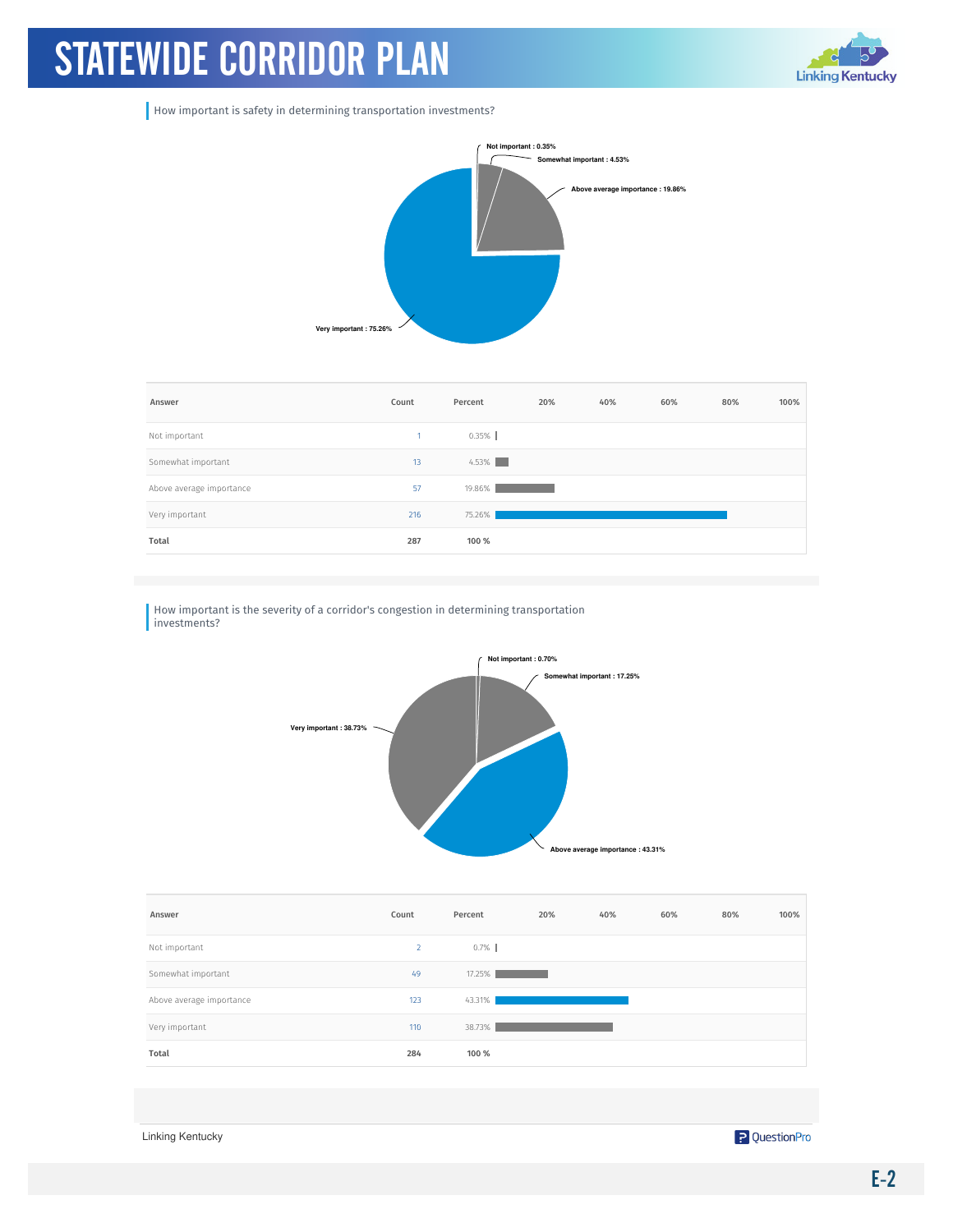How important is safety in determining transportation investments?

Not important : 0.35%
Somewhat important : 4.53%
Above average importance : 19.86%
Very important : 75.26%

| Answer | Count | Percent |
|---|---|---|
| Not important | 1 | 0.35% |
| Somewhat important | 13 | 4.53% |
| Above average importance | 57 | 19.86% |
| Very important | 216 | 75.26% |
| **Total** | **287** | **100 %** |

How important is the severity of a corridor's congestion in determining transportation investments?

Not important : 0.70%
Somewhat important : 17.25%
Above average importance : 43.31%
Very important : 38.73%

| Answer | Count | Percent |
|---|---|---|
| Not important | 2 | 0.7% |
| Somewhat important | 49 | 17.25% |
| Above average importance | 123 | 43.31% |
| Very important | 110 | 38.73% |
| **Total** | **284** | **100 %** |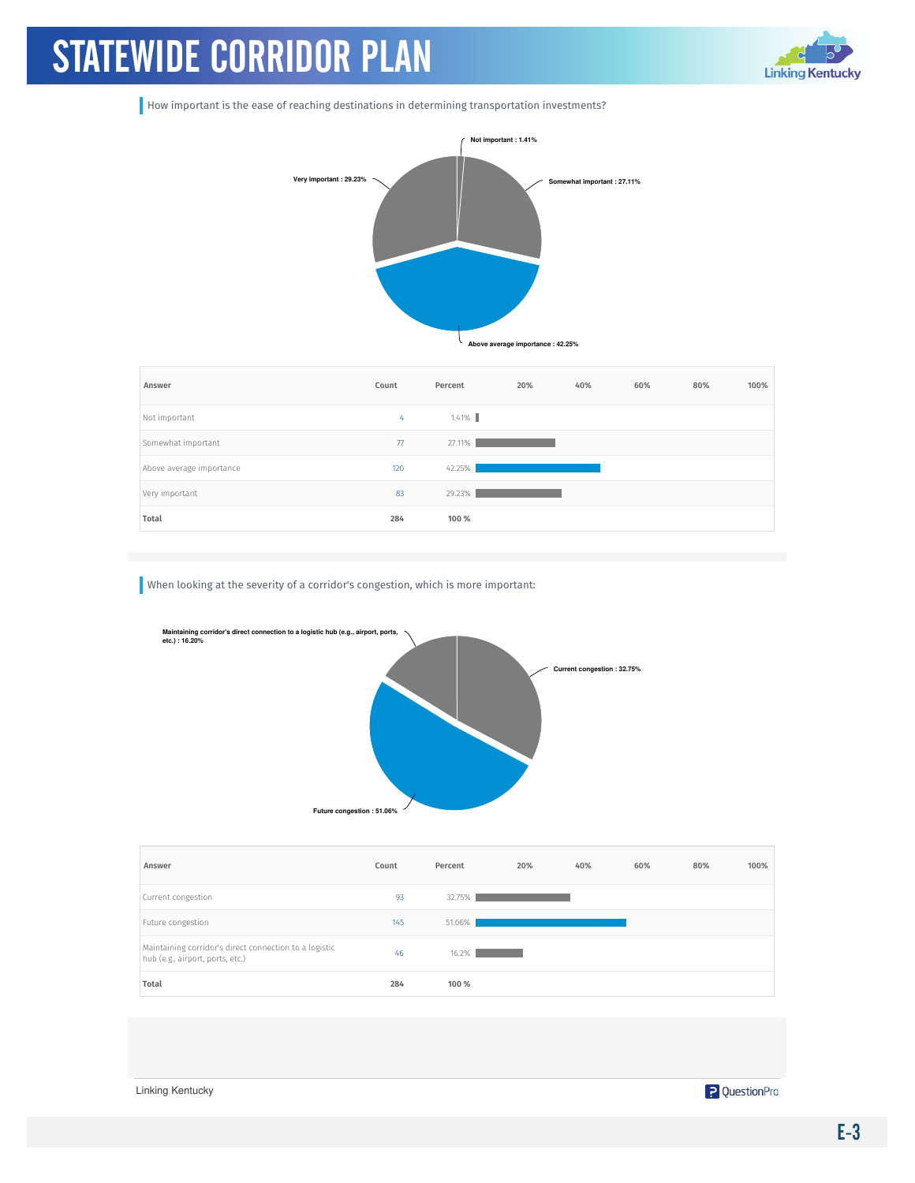How important is the ease of reaching destinations in determining transportation investments?

Not important : 1.41%

Very important : 29.23%

Somewhat important : 27.11%

Above average importance : 42.25%

| Answer | Count | Percent |
|---|---|---|
| Not important | 4 | 1.41% |
| Somewhat important | 77 | 27.11% |
| Above average importance | 120 | 42.25% |
| Very important | 83 | 29.23% |
| **Total** | **284** | **100 %** |

When looking at the severity of a corridor's congestion, which is more important:

Maintaining corridor's direct connection to a logistic hub (e.g., airport, ports, etc.) : 16.20%

Current congestion : 32.75%

Future congestion : 51.06%

| Answer | Count | Percent |
|---|---|---|
| Current congestion | 93 | 32.75% |
| Future congestion | 145 | 51.06% |
| Maintaining corridor's direct connection to a logistic hub (e.g., airport, ports, etc.) | 46 | 16.2% |
| **Total** | **284** | **100 %** |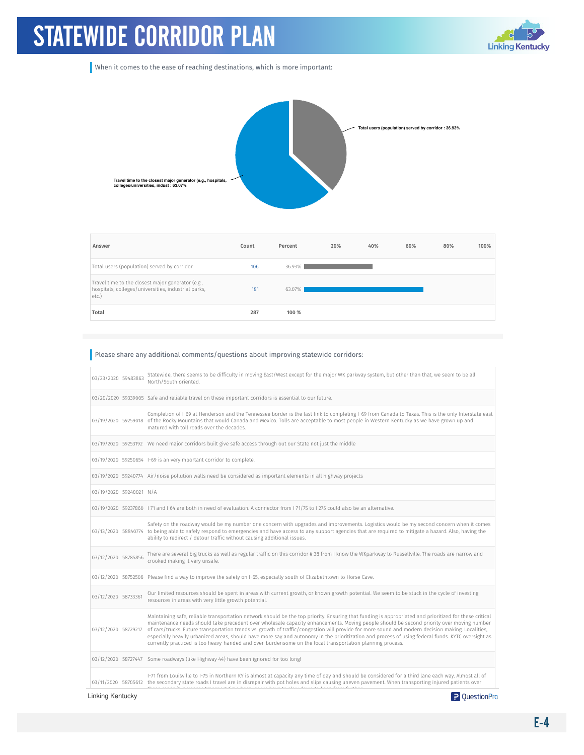# STATEWIDE CORRIDOR PLAN

When it comes to the ease of reaching destinations, which is more important:

Total users (population) served by corridor : 36.93%

Travel time to the closest major generator (e.g., hospitals, colleges/universities, indust : 63.07%

| Answer | Count | Percent |
|---|---|---|
| Total users (population) served by corridor | 106 | 36.93% |
| Travel time to the closest major generator (e.g., hospitals, colleges/universities, industrial parks, etc.) | 181 | 63.07% |
| **Total** | **287** | **100 %** |

Please share any additional comments/questions about improving statewide corridors:

| Date | ID | Comment |
|---|---|---|
| 03/23/2020 | 59483863 | Statewide, there seems to be difficulty in moving East/West except for the major WK parkway system, but other than that, we seem to be all North/South oriented. |
| 03/20/2020 | 59339005 | Safe and reliable travel on these important corridors is essential to our future. |
| 03/19/2020 | 59259018 | Completion of I-69 at Henderson and the Tennessee border is the last link to completing I-69 from Canada to Texas. This is the only Interstate east of the Rocky Mountains that would Canada and Mexico. Tolls are acceptable to most people in Western Kentucky as we have grown up and matured with toll roads over the decades. |
| 03/19/2020 | 59253192 | We need major corridors built give safe access through out our State not just the middle |
| 03/19/2020 | 59250654 | I-69 is an veryimportant corridor to complete. |
| 03/19/2020 | 59240774 | Air/noise pollution walls need be considered as important elements in all highway projects |
| 03/19/2020 | 59240021 | N/A |
| 03/19/2020 | 59237860 | I 71 and I 64 are both in need of evaluation. A connector from I 71/75 to I 275 could also be an alternative. |
| 03/13/2020 | 58840774 | Safety on the roadway would be my number one concern with upgrades and improvements. Logistics would be my second concern when it comes to being able to safely respond to emergencies and have access to any support agencies that are required to mitigate a hazard. Also, having the ability to redirect / detour traffic without causing additional issues. |
| 03/12/2020 | 58785856 | There are several big trucks as well as regular traffic on this corridor # 38 from I know the WKparkway to Russellville. The roads are narrow and crooked making it very unsafe. |
| 03/12/2020 | 58752506 | Please find a way to improve the safety on I-65, especially south of Elizabethtown to Horse Cave. |
| 03/12/2020 | 58733361 | Our limited resources should be spent in areas with current growth, or known growth potential. We seem to be stuck in the cycle of investing resources in areas with very little growth potential. |
| 03/12/2020 | 58729217 | Maintaining safe, reliable transportation network should be the top priority. Ensuring that funding is appropriated and prioritized for these critical maintenance needs should take precedent over wholesale capacity enhancements. Moving people should be second priority over moving number of cars/trucks. Future transportation trends vs. growth of traffic/congestion will provide for more sound and modern decision making. Localities, especially heavily urbanized areas, should have more say and autonomy in the prioritization and process of using federal funds. KYTC oversight as currently practiced is too heavy-handed and over-burdensome on the local transportation planning process. |
| 03/12/2020 | 58727447 | Some roadways (like Highway 44) have been ignored for too long! |
| 03/11/2020 | 58705612 | I-71 from Louisville to I-75 in Northern KY is almost at capacity any time of day and should be considered for a third lane each way. Almost all of the secondary state roads I travel are in disrepair with pot holes and slips causing uneven pavement. When transporting injured patients over |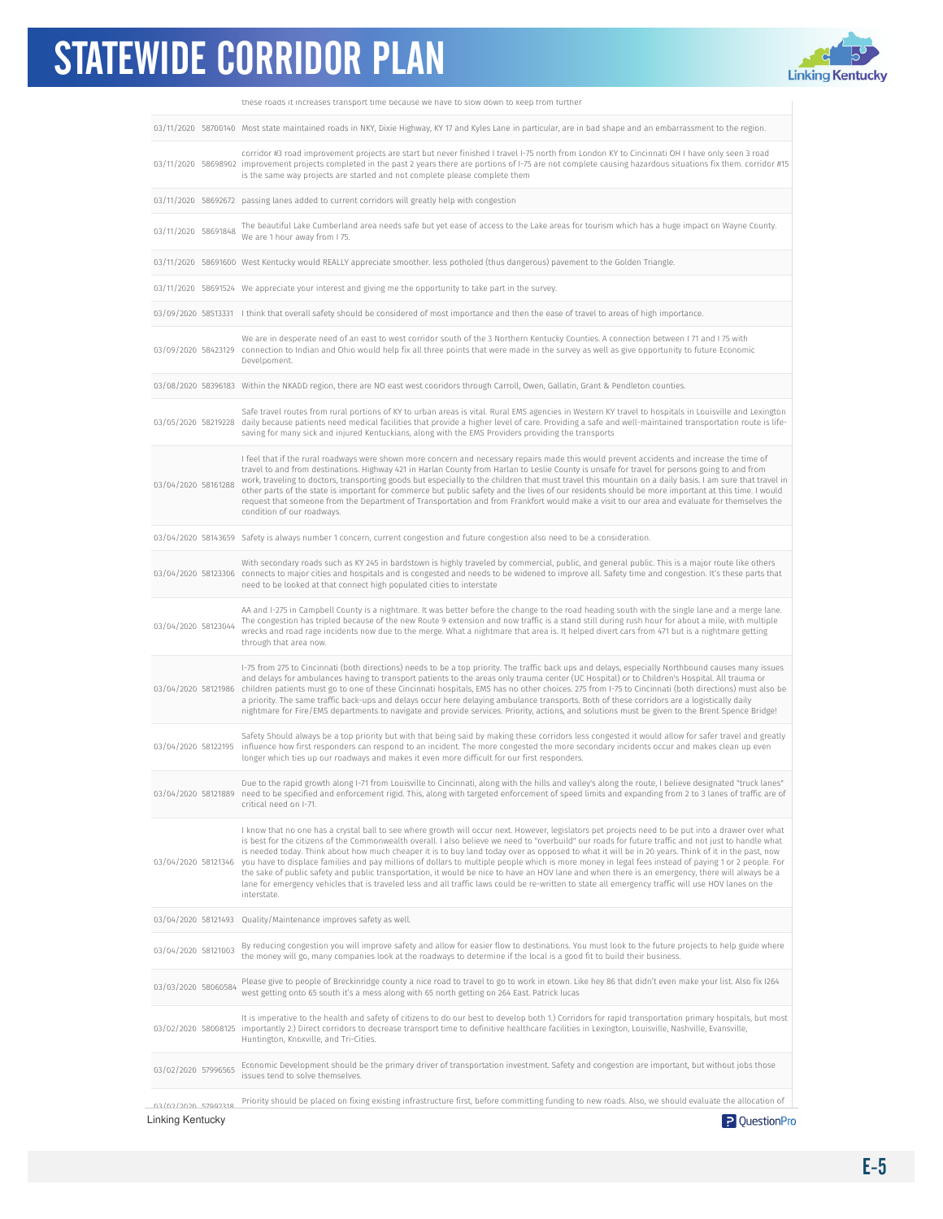| | | these roads it increases transport time because we have to slow down to keep from further |
|---|---|---|
| 03/11/2020 | 58700140 | Most state maintained roads in NKY, Dixie Highway, KY 17 and Kyles Lane in particular, are in bad shape and an embarrassment to the region. |
| 03/11/2020 | 58698902 | corridor #3 road improvement projects are start but never finished I travel I-75 north from London KY to Cincinnati OH I have only seen 3 road improvement projects completed in the past 2 years there are portions of I-75 are not complete causing hazardous situations fix them. corridor #15 is the same way projects are started and not complete please complete them |
| 03/11/2020 | 58692672 | passing lanes added to current corridors will greatly help with congestion |
| 03/11/2020 | 58691848 | The beautiful Lake Cumberland area needs safe but yet ease of access to the Lake areas for tourism which has a huge impact on Wayne County. We are 1 hour away from I 75. |
| 03/11/2020 | 58691600 | West Kentucky would REALLY appreciate smoother. less potholed (thus dangerous) pavement to the Golden Triangle. |
| 03/11/2020 | 58691524 | We appreciate your interest and giving me the opportunity to take part in the survey. |
| 03/09/2020 | 58513331 | I think that overall safety should be considered of most importance and then the ease of travel to areas of high importance. |
| 03/09/2020 | 58423129 | We are in desperate need of an east to west corridor south of the 3 Northern Kentucky Counties. A connection between I 71 and I 75 with connection to Indian and Ohio would help fix all three points that were made in the survey as well as give opportunity to future Economic Develpoment. |
| 03/08/2020 | 58396183 | Within the NKADD region, there are NO east west cooridors through Carroll, Owen, Gallatin, Grant & Pendleton counties. |
| 03/05/2020 | 58219228 | Safe travel routes from rural portions of KY to urban areas is vital. Rural EMS agencies in Western KY travel to hospitals in Louisville and Lexington daily because patients need medical facilities that provide a higher level of care. Providing a safe and well-maintained transportation route is life-saving for many sick and injured Kentuckians, along with the EMS Providers providing the transports |
| 03/04/2020 | 58161288 | I feel that if the rural roadways were shown more concern and necessary repairs made this would prevent accidents and increase the time of travel to and from destinations. Highway 421 in Harlan County from Harlan to Leslie County is unsafe for travel for persons going to and from work, traveling to doctors, transporting goods but especially to the children that must travel this mountain on a daily basis. I am sure that travel in other parts of the state is important for commerce but public safety and the lives of our residents should be more important at this time. I would request that someone from the Department of Transportation and from Frankfort would make a visit to our area and evaluate for themselves the condition of our roadways. |
| 03/04/2020 | 58143659 | Safety is always number 1 concern, current congestion and future congestion also need to be a consideration. |
| 03/04/2020 | 58123306 | With secondary roads such as KY 245 in bardstown is highly traveled by commercial, public, and general public. This is a major route like others connects to major cities and hospitals and is congested and needs to be widened to improve all. Safety time and congestion. It's these parts that need to be looked at that connect high populated cities to interstate |
| 03/04/2020 | 58123044 | AA and I-275 in Campbell County is a nightmare. It was better before the change to the road heading south with the single lane and a merge lane. The congestion has tripled because of the new Route 9 extension and now traffic is a stand still during rush hour for about a mile, with multiple wrecks and road rage incidents now due to the merge. What a nightmare that area is. It helped divert cars from 471 but is a nightmare getting through that area now. |
| 03/04/2020 | 58121986 | I-75 from 275 to Cincinnati (both directions) needs to be a top priority. The traffic back ups and delays, especially Northbound causes many issues and delays for ambulances having to transport patients to the areas only trauma center (UC Hospital) or to Children's Hospital. All trauma or children patients must go to one of these Cincinnati hospitals, EMS has no other choices. 275 from I-75 to Cincinnati (both directions) must also be a priority. The same traffic back-ups and delays occur here delaying ambulance transports. Both of these corridors are a logistically daily nightmare for Fire/EMS departments to navigate and provide services. Priority, actions, and solutions must be given to the Brent Spence Bridge! |
| 03/04/2020 | 58122195 | Safety Should always be a top priority but with that being said by making these corridors less congested it would allow for safer travel and greatly influence how first responders can respond to an incident. The more congested the more secondary incidents occur and makes clean up even longer which ties up our roadways and makes it even more difficult for our first responders. |
| 03/04/2020 | 58121889 | Due to the rapid growth along I-71 from Louisville to Cincinnati, along with the hills and valley's along the route, I believe designated "truck lanes" need to be specified and enforcement rigid. This, along with targeted enforcement of speed limits and expanding from 2 to 3 lanes of traffic are of critical need on I-71. |
| 03/04/2020 | 58121346 | I know that no one has a crystal ball to see where growth will occur next. However, legislators pet projects need to be put into a drawer over what is best for the citizens of the Commonwealth overall. I also believe we need to "overbuild" our roads for future traffic and not just to handle what is needed today. Think about how much cheaper it is to buy land today over as opposed to what it will be in 20 years. Think of it in the past, now you have to displace families and pay millions of dollars to multiple people which is more money in legal fees instead of paying 1 or 2 people. For the sake of public safety and public transportation, it would be nice to have an HOV lane and when there is an emergency, there will always be a lane for emergency vehicles that is traveled less and all traffic laws could be re-written to state all emergency traffic will use HOV lanes on the interstate. |
| 03/04/2020 | 58121493 | Quality/Maintenance improves safety as well. |
| 03/04/2020 | 58121003 | By reducing congestion you will improve safety and allow for easier flow to destinations. You must look to the future projects to help guide where the money will go, many companies look at the roadways to determine if the local is a good fit to build their business. |
| 03/03/2020 | 58060584 | Please give to people of Breckinridge county a nice road to travel to go to work in etown. Like hey 86 that didn't even make your list. Also fix I264 west getting onto 65 south it's a mess along with 65 north getting on 264 East. Patrick lucas |
| 03/02/2020 | 58008125 | It is imperative to the health and safety of citizens to do our best to develop both 1.) Corridors for rapid transportation primary hospitals, but most importantly 2.) Direct corridors to decrease transport time to definitive healthcare facilities in Lexington, Louisville, Nashville, Evansville, Huntington, Knoxville, and Tri-Cities. |
| 03/02/2020 | 57996565 | Economic Development should be the primary driver of transportation investment. Safety and congestion are important, but without jobs those issues tend to solve themselves. |
| 03/02/2020 | 57992318 | Priority should be placed on fixing existing infrastructure first, before committing funding to new roads. Also, we should evaluate the allocation of |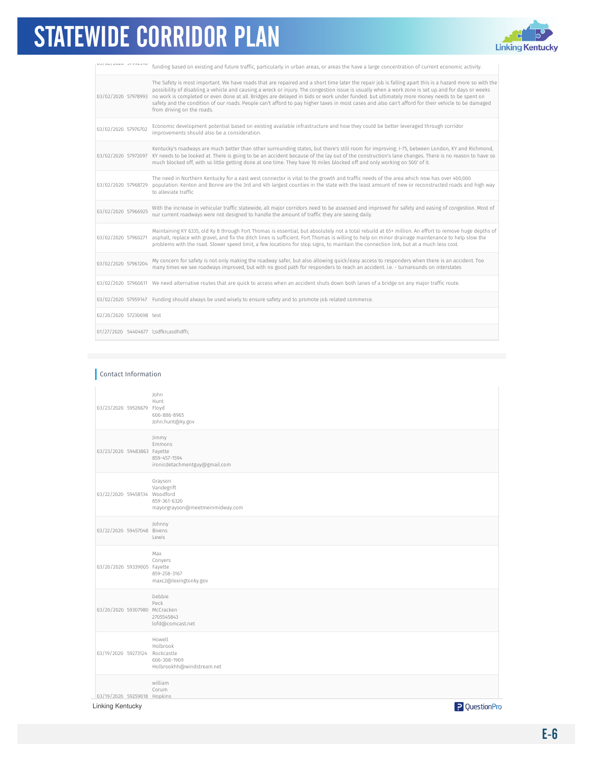| | | |
|---|---|---|
| 03/02/2020 | 57992318 | funding based on existing and future traffic, particularly in urban areas, or areas the have a large concentration of current economic activity. |
| 03/02/2020 | 57978993 | The Safety is most important. We have roads that are repaired and a short time later the repair job is falling apart this is a hazard more so with the possibility of disabling a vehicle and causing a wreck or injury. The congestion issue is usually when a work zone is set up and for days or weeks no work is completed or even done at all. Bridges are delayed in bids or work under funded. but ultimately more money needs to be spent on safety and the condition of our roads. People can't afford to pay higher taxes in most cases and also can't afford for their vehicle to be damaged from driving on the roads. |
| 03/02/2020 | 57976702 | Economic development potential based on existing available infrastructure and how they could be better leveraged through corridor improvements should also be a consideration. |
| 03/02/2020 | 57972097 | Kentucky's roadways are much better than other surrounding states, but there's still room for improving. I-75, between London, KY and Richmond, KY needs to be looked at. There is going to be an accident because of the lay out of the construction's lane changes. There is no reason to have so much blocked off, with so little getting done at one time. They have 10 miles blocked off and only working on 500' of it. |
| 03/02/2020 | 57968729 | The need in Northern Kentucky for a east west connector is vital to the growth and traffic needs of the area which now has over 400,000 population. Kenton and Bonne are the 3rd and 4th largest counties in the state with the least amount of new or reconstructed roads and high way to alleviate traffic |
| 03/02/2020 | 57966925 | With the increase in vehicular traffic statewide, all major corridors need to be assessed and improved for safety and easing of congestion. Most of our current roadways were not designed to handle the amount of traffic they are seeing daily. |
| 03/02/2020 | 57960271 | Maintaining KY 6335, old Ky 8 through Fort Thomas is essential, but absolutely not a total rebuild at 65+ million. An effort to remove huge depths of asphalt, replace with gravel, and fix the ditch lines is sufficient. Fort Thomas is willing to help on minor drainage maintenance to help slow the problems with the road. Slower speed limit, a few locations for stop signs, to maintain the connection link, but at a much less cost. |
| 03/02/2020 | 57961204 | My concern for safety is not only making the roadway safer, but also allowing quick/easy access to responders when there is an accident. Too many times we see roadways improved, but with no good path for responders to reach an accident. i.e. - turnarounds on interstates |
| 03/02/2020 | 57960611 | We need alternative routes that are quick to access when an accident shuts down both lanes of a bridge on any major traffic route. |
| 03/02/2020 | 57959147 | Funding should always be used wisely to ensure safety and to promote job related commerce. |
| 02/20/2020 | 57230698 | test |
| 01/27/2020 | 54404677 | l;sdfkn;asdhdfh; |

## Contact Information

| | | |
|---|---|---|
| 03/23/2020 | 59526679 | John<br>Hunt<br>Floyd<br>606-886-8965<br>John.hunt@ky.gov |
| 03/23/2020 | 59483863 | Jimmy<br>Emmons<br>Fayette<br>859-457-1594<br>ironicdetachmentguy@gmail.com |
| 03/22/2020 | 59458134 | Grayson<br>Vandegrift<br>Woodford<br>859-361-6320<br>mayorgrayson@meetmeinmidway.com |
| 03/22/2020 | 59457048 | Johnny<br>Bivens<br>Lewis |
| 03/20/2020 | 59339005 | Max<br>Conyers<br>Fayette<br>859-258-3167<br>maxc2@lexingtonky.gov |
| 03/20/2020 | 59307980 | Debbie<br>Peck<br>McCracken<br>2705545843<br>lofd@comcast.net |
| 03/19/2020 | 59273124 | Howell<br>Holbrook<br>Rockcastle<br>606-308-1909<br>Holbrookhh@windstream.net |
| 03/19/2020 | 59259018 | william<br>Corum<br>Hopkins |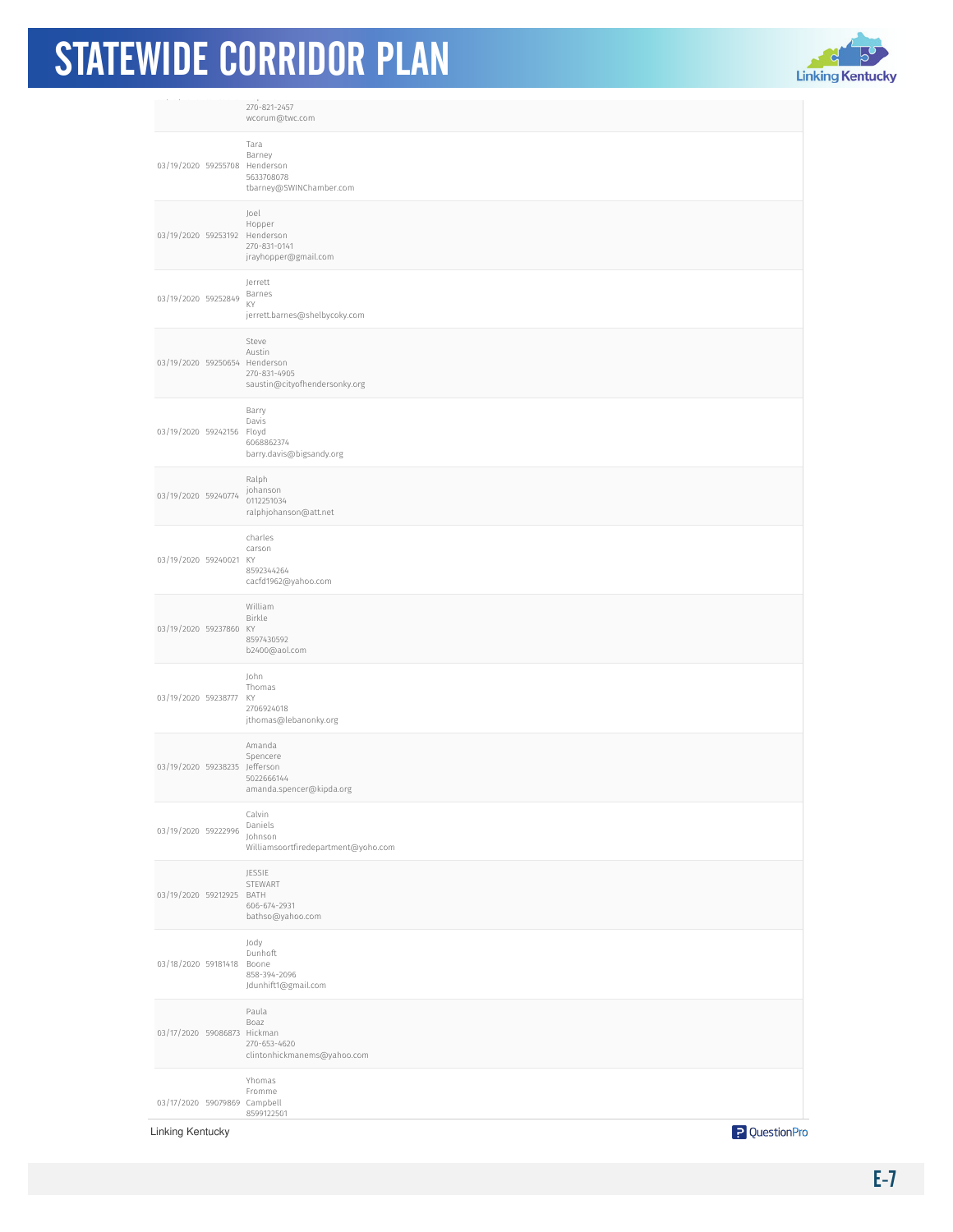| | | |
|---|---|---|
| | | 270-821-2457<br>wcorum@twc.com |
| 03/19/2020 | 59255708 | Tara<br>Barney<br>Henderson<br>5633708078<br>tbarney@SWINChamber.com |
| 03/19/2020 | 59253192 | Joel<br>Hopper<br>Henderson<br>270-831-0141<br>jrayhopper@gmail.com |
| 03/19/2020 | 59252849 | Jerrett<br>Barnes<br>KY<br>jerrett.barnes@shelbycoky.com |
| 03/19/2020 | 59250654 | Steve<br>Austin<br>Henderson<br>270-831-4905<br>saustin@cityofhendersonky.org |
| 03/19/2020 | 59242156 | Barry<br>Davis<br>Floyd<br>6068862374<br>barry.davis@bigsandy.org |
| 03/19/2020 | 59240774 | Ralph<br>johanson<br>0112251034<br>ralphjohanson@att.net |
| 03/19/2020 | 59240021 | charles<br>carson<br>KY<br>8592344264<br>cacfd1962@yahoo.com |
| 03/19/2020 | 59237860 | William<br>Birkle<br>KY<br>8597430592<br>b2400@aol.com |
| 03/19/2020 | 59238777 | John<br>Thomas<br>KY<br>2706924018<br>jthomas@lebanonky.org |
| 03/19/2020 | 59238235 | Amanda<br>Spencere<br>Jefferson<br>5022666144<br>amanda.spencer@kipda.org |
| 03/19/2020 | 59222996 | Calvin<br>Daniels<br>Johnson<br>Williamsoortfiredepartment@yoho.com |
| 03/19/2020 | 59212925 | JESSIE<br>STEWART<br>BATH<br>606-674-2931<br>bathso@yahoo.com |
| 03/18/2020 | 59181418 | Jody<br>Dunhoft<br>Boone<br>858-394-2096<br>Jdunhift1@gmail.com |
| 03/17/2020 | 59086873 | Paula<br>Boaz<br>Hickman<br>270-653-4620<br>clintonhickmanems@yahoo.com |
| 03/17/2020 | 59079869 | Yhomas<br>Fromme<br>Campbell<br>8599122501 |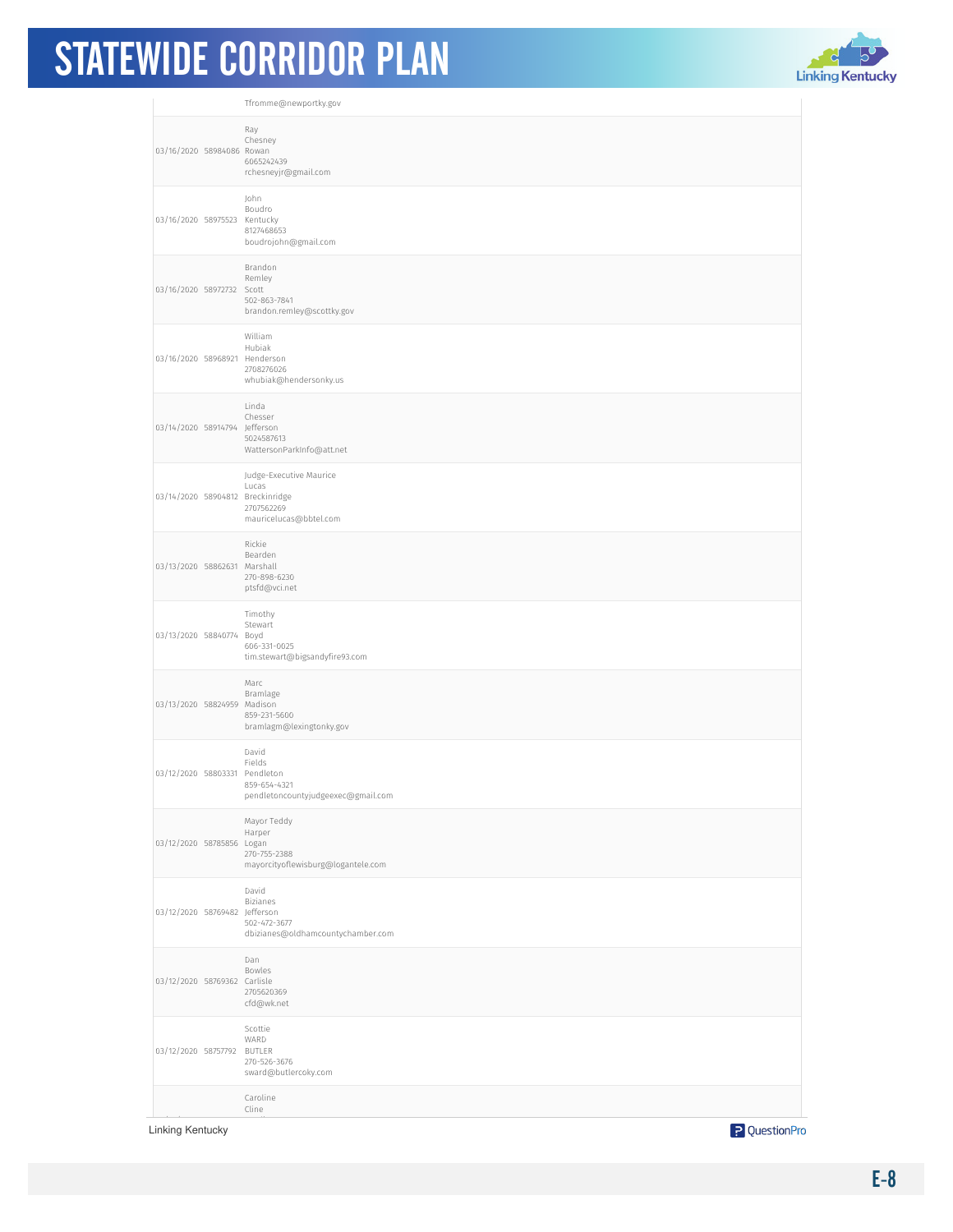| | | |
|---|---|---|
| | | Tfromme@newportky.gov |
| 03/16/2020 | 58984086 | Ray<br>Chesney<br>Rowan<br>6065242439<br>rchesneyjr@gmail.com |
| 03/16/2020 | 58975523 | John<br>Boudro<br>Kentucky<br>8127468653<br>boudrojohn@gmail.com |
| 03/16/2020 | 58972732 | Brandon<br>Remley<br>Scott<br>502-863-7841<br>brandon.remley@scottky.gov |
| 03/16/2020 | 58968921 | William<br>Hubiak<br>Henderson<br>2708276026<br>whubiak@hendersonky.us |
| 03/14/2020 | 58914794 | Linda<br>Chesser<br>Jefferson<br>5024587613<br>WattersonParkInfo@att.net |
| 03/14/2020 | 58904812 | Judge-Executive Maurice<br>Lucas<br>Breckinridge<br>2707562269<br>mauricelucas@bbtel.com |
| 03/13/2020 | 58862631 | Rickie<br>Bearden<br>Marshall<br>270-898-6230<br>ptsfd@vci.net |
| 03/13/2020 | 58840774 | Timothy<br>Stewart<br>Boyd<br>606-331-0025<br>tim.stewart@bigsandyfire93.com |
| 03/13/2020 | 58824959 | Marc<br>Bramlage<br>Madison<br>859-231-5600<br>bramlagm@lexingtonky.gov |
| 03/12/2020 | 58803331 | David<br>Fields<br>Pendleton<br>859-654-4321<br>pendletoncountyjudgeexec@gmail.com |
| 03/12/2020 | 58785856 | Mayor Teddy<br>Harper<br>Logan<br>270-755-2388<br>mayorcityoflewisburg@logantele.com |
| 03/12/2020 | 58769482 | David<br>Bizianes<br>Jefferson<br>502-472-3677<br>dbizianes@oldhamcountychamber.com |
| 03/12/2020 | 58769362 | Dan<br>Bowles<br>Carlisle<br>2705620369<br>cfd@wk.net |
| 03/12/2020 | 58757792 | Scottie<br>WARD<br>BUTLER<br>270-526-3676<br>sward@butlercoky.com |
| | | Caroline<br>Cline |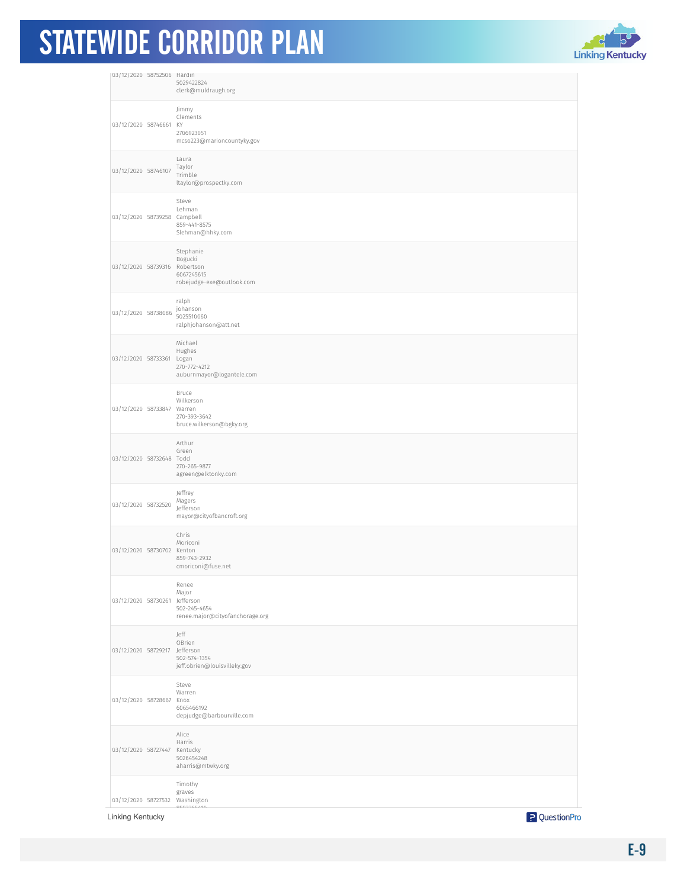| | | |
|---|---|---|
| 03/12/2020 | 58752506 | Hardin<br>5029422824<br>clerk@muldraugh.org |
| 03/12/2020 | 58746661 | Jimmy<br>Clements<br>KY<br>2706923051<br>mcso223@marioncountyky.gov |
| 03/12/2020 | 58746107 | Laura<br>Taylor<br>Trimble<br>ltaylor@prospectky.com |
| 03/12/2020 | 58739258 | Steve<br>Lehman<br>Campbell<br>859-441-8575<br>Slehman@hhky.com |
| 03/12/2020 | 58739316 | Stephanie<br>Bogucki<br>Robertson<br>6067245615<br>robejudge-exe@outlook.com |
| 03/12/2020 | 58738086 | ralph<br>johanson<br>5025510060<br>ralphjohanson@att.net |
| 03/12/2020 | 58733361 | Michael<br>Hughes<br>Logan<br>270-772-4212<br>auburnmayor@logantele.com |
| 03/12/2020 | 58733847 | Bruce<br>Wilkerson<br>Warren<br>270-393-3642<br>bruce.wilkerson@bgky.org |
| 03/12/2020 | 58732648 | Arthur<br>Green<br>Todd<br>270-265-9877<br>agreen@elktonky.com |
| 03/12/2020 | 58732520 | Jeffrey<br>Magers<br>Jefferson<br>mayor@cityofbancroft.org |
| 03/12/2020 | 58730702 | Chris<br>Moriconi<br>Kenton<br>859-743-2932<br>cmoriconi@fuse.net |
| 03/12/2020 | 58730261 | Renee<br>Major<br>Jefferson<br>502-245-4654<br>renee.major@cityofanchorage.org |
| 03/12/2020 | 58729217 | Jeff<br>OBrien<br>Jefferson<br>502-574-1354<br>jeff.obrien@louisvilleky.gov |
| 03/12/2020 | 58728667 | Steve<br>Warren<br>Knox<br>6065466192<br>depjudge@barbourville.com |
| 03/12/2020 | 58727447 | Alice<br>Harris<br>Kentucky<br>5026454248<br>aharris@mtwky.org |
| 03/12/2020 | 58727532 | Timothy<br>graves<br>Washington |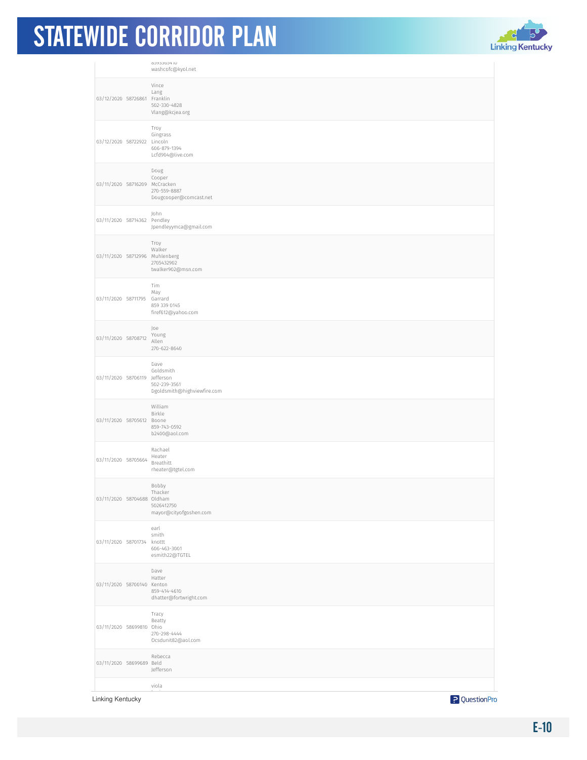| | | |
|---|---|---|
| | | 8593803410<br>washcofc@kyol.net |
| 03/12/2020 | 58726861 | Vince<br>Lang<br>Franklin<br>502-330-4828<br>Vlang@kcjea.org |
| 03/12/2020 | 58722922 | Troy<br>Gingrass<br>Lincoln<br>606-879-1394<br>Lcfd904@live.com |
| 03/11/2020 | 58716209 | Doug<br>Cooper<br>McCracken<br>270-559-8887<br>Dougcooper@comcast.net |
| 03/11/2020 | 58714362 | John<br>Pendley<br>Jpendleyymca@gmail.com |
| 03/11/2020 | 58712996 | Troy<br>Walker<br>Muhlenberg<br>2705432902<br>twalker902@msn.com |
| 03/11/2020 | 58711795 | Tim<br>May<br>Garrard<br>859 339 0145<br>firef612@yahoo.com |
| 03/11/2020 | 58708712 | Joe<br>Young<br>Allen<br>270-622-8640 |
| 03/11/2020 | 58706119 | Dave<br>Goldsmith<br>Jefferson<br>502-239-3561<br>Dgoldsmith@highviewfire.com |
| 03/11/2020 | 58705612 | William<br>Birkle<br>Boone<br>859-743-0592<br>b2400@aol.com |
| 03/11/2020 | 58705664 | Rachael<br>Heater<br>Breathitt<br>rheater@tgtel.com |
| 03/11/2020 | 58704688 | Bobby<br>Thacker<br>Oldham<br>5026412750<br>mayor@cityofgoshen.com |
| 03/11/2020 | 58701734 | earl<br>smith<br>knottt<br>606-463-3001<br>esmith22@TGTEL |
| 03/11/2020 | 58700140 | Dave<br>Hatter<br>Kenton<br>859-414-4610<br>dhatter@fortwright.com |
| 03/11/2020 | 58699810 | Tracy<br>Beatty<br>Ohio<br>270-298-4444<br>Ocsdunit82@aol.com |
| 03/11/2020 | 58699689 | Rebecca<br>Beld<br>Jefferson |
| | | viola |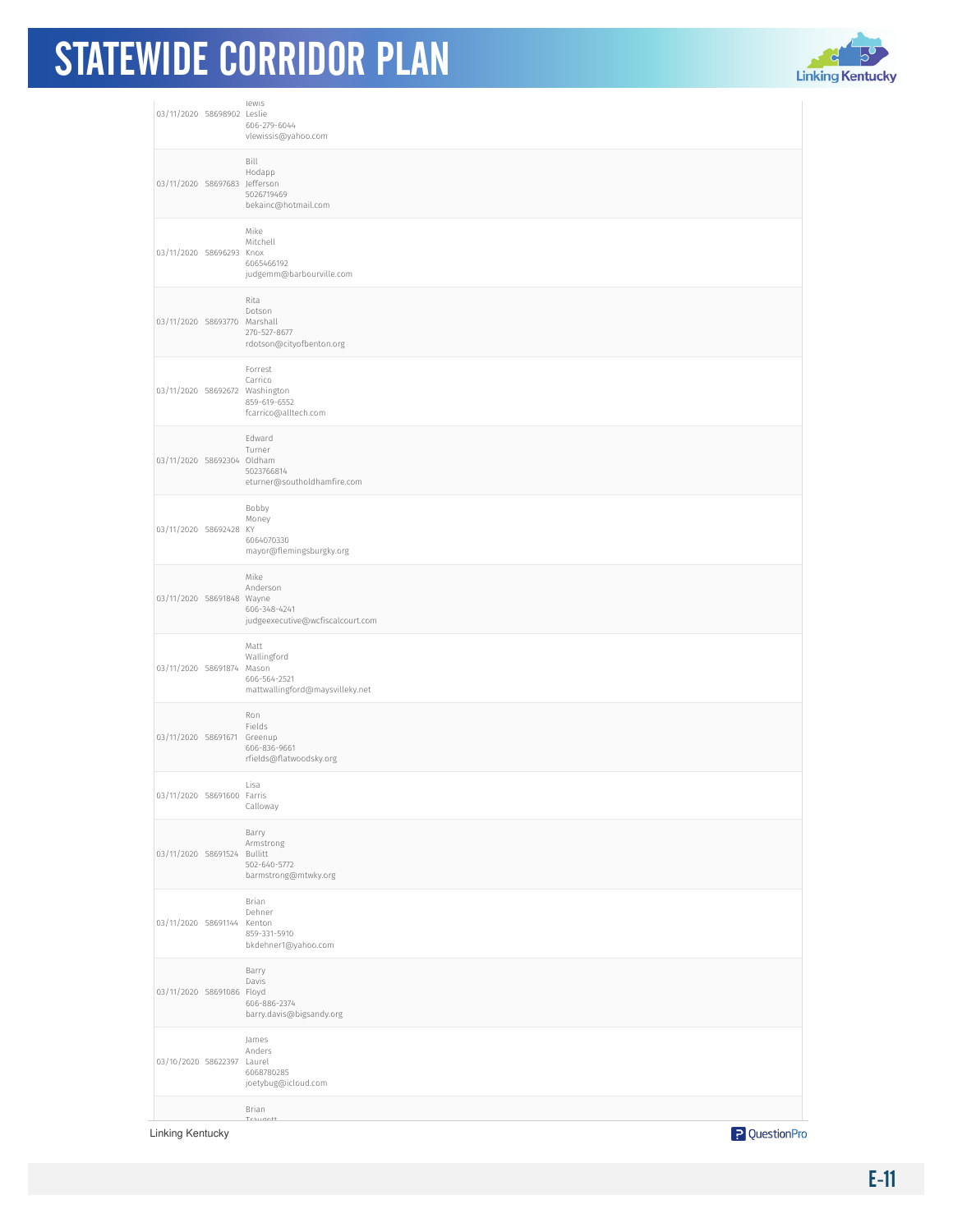| | | |
|---|---|---|
| 03/11/2020 | 58698902 | lewis<br>Leslie<br>606-279-6044<br>vlewissis@yahoo.com |
| 03/11/2020 | 58697683 | Bill<br>Hodapp<br>Jefferson<br>5026719469<br>bekainc@hotmail.com |
| 03/11/2020 | 58696293 | Mike<br>Mitchell<br>Knox<br>6065466192<br>judgemm@barbourville.com |
| 03/11/2020 | 58693770 | Rita<br>Dotson<br>Marshall<br>270-527-8677<br>rdotson@cityofbenton.org |
| 03/11/2020 | 58692672 | Forrest<br>Carrico<br>Washington<br>859-619-6552<br>fcarrico@alltech.com |
| 03/11/2020 | 58692304 | Edward<br>Turner<br>Oldham<br>5023766814<br>eturner@southoldhamfire.com |
| 03/11/2020 | 58692428 | Bobby<br>Money<br>KY<br>6064070330<br>mayor@flemingsburgky.org |
| 03/11/2020 | 58691848 | Mike<br>Anderson<br>Wayne<br>606-348-4241<br>judgeexecutive@wcfiscalcourt.com |
| 03/11/2020 | 58691874 | Matt<br>Wallingford<br>Mason<br>606-564-2521<br>mattwallingford@maysvilleky.net |
| 03/11/2020 | 58691671 | Ron<br>Fields<br>Greenup<br>606-836-9661<br>rfields@flatwoodsky.org |
| 03/11/2020 | 58691600 | Lisa<br>Farris<br>Calloway |
| 03/11/2020 | 58691524 | Barry<br>Armstrong<br>Bullitt<br>502-640-5772<br>barmstrong@mtwky.org |
| 03/11/2020 | 58691144 | Brian<br>Dehner<br>Kenton<br>859-331-5910<br>bkdehner1@yahoo.com |
| 03/11/2020 | 58691086 | Barry<br>Davis<br>Floyd<br>606-886-2374<br>barry.davis@bigsandy.org |
| 03/10/2020 | 58622397 | James<br>Anders<br>Laurel<br>6068780285<br>joetybug@icloud.com |
| | | Brian<br>Traugott |

Linking Kentucky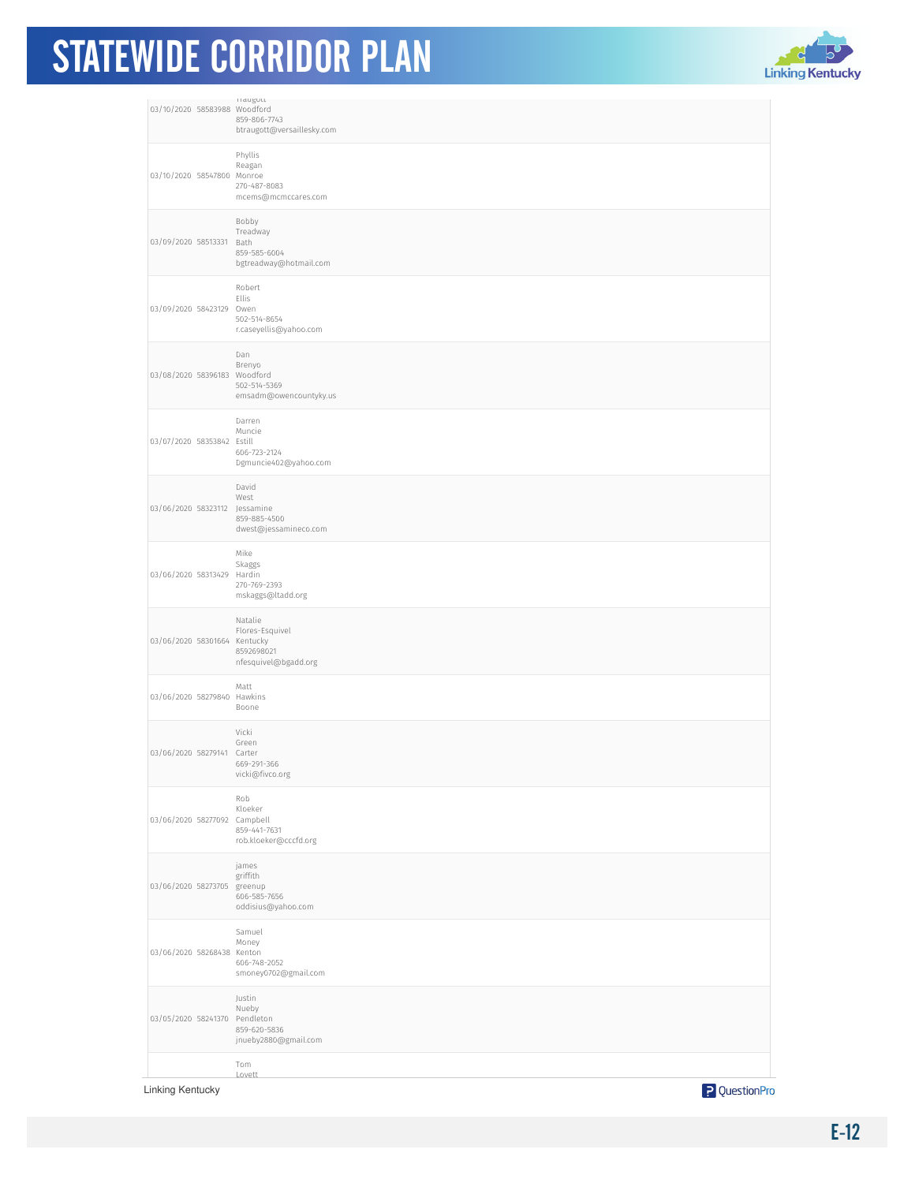| | | |
|---|---|---|
| 03/10/2020 | 58583988 | Traugott Woodford 859-806-7743 btraugott@versaillesky.com |
| 03/10/2020 | 58547800 | Phyllis Reagan Monroe 270-487-8083 mcems@mcmccares.com |
| 03/09/2020 | 58513331 | Bobby Treadway Bath 859-585-6004 bgtreadway@hotmail.com |
| 03/09/2020 | 58423129 | Robert Ellis Owen 502-514-8654 r.caseyellis@yahoo.com |
| 03/08/2020 | 58396183 | Dan Brenyo Woodford 502-514-5369 emsadm@owencountyky.us |
| 03/07/2020 | 58353842 | Darren Muncie Estill 606-723-2124 Dgmuncie402@yahoo.com |
| 03/06/2020 | 58323112 | David West Jessamine 859-885-4500 dwest@jessamineco.com |
| 03/06/2020 | 58313429 | Mike Skaggs Hardin 270-769-2393 mskaggs@ltadd.org |
| 03/06/2020 | 58301664 | Natalie Flores-Esquivel Kentucky 8592698021 nfesquivel@bgadd.org |
| 03/06/2020 | 58279840 | Matt Hawkins Boone |
| 03/06/2020 | 58279141 | Vicki Green Carter 669-291-366 vicki@fivco.org |
| 03/06/2020 | 58277092 | Rob Kloeker Campbell 859-441-7631 rob.kloeker@cccfd.org |
| 03/06/2020 | 58273705 | james griffith greenup 606-585-7656 oddisius@yahoo.com |
| 03/06/2020 | 58268438 | Samuel Money Kenton 606-748-2052 smoney0702@gmail.com |
| 03/05/2020 | 58241370 | Justin Nueby Pendleton 859-620-5836 jnueby2880@gmail.com |
| | | Tom Lovett |

Linking Kentucky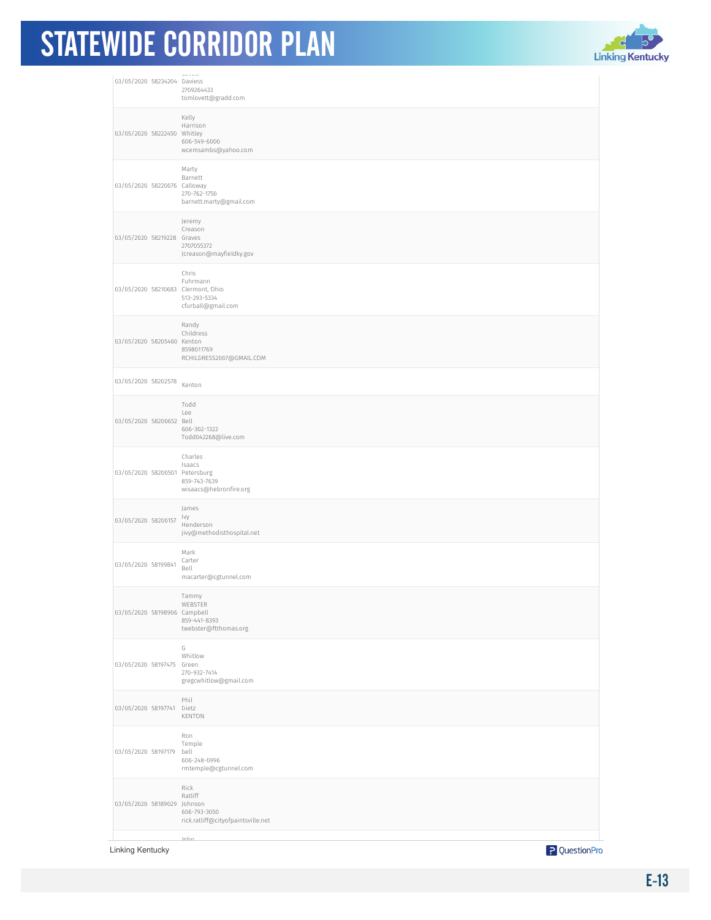| | | |
|---|---|---|
| 03/05/2020 | 58234204 | Daviess<br>2709264433<br>tomlovett@gradd.com |
| 03/05/2020 | 58222450 | Kelly<br>Harrison<br>Whitley<br>606-549-6000<br>wcemsambs@yahoo.com |
| 03/05/2020 | 58220076 | Marty<br>Barnett<br>Calloway<br>270-762-1750<br>barnett.marty@gmail.com |
| 03/05/2020 | 58219228 | Jeremy<br>Creason<br>Graves<br>2707055372<br>Jcreason@mayfieldky.gov |
| 03/05/2020 | 58210683 | Chris<br>Fuhrmann<br>Clermont, Ohio<br>513-293-5334<br>cfurball@gmail.com |
| 03/05/2020 | 58205460 | Randy<br>Childress<br>Kenton<br>8598011769<br>RCHILDRESS2007@GMAIL.COM |
| 03/05/2020 | 58202578 | Kenton |
| 03/05/2020 | 58200652 | Todd<br>Lee<br>Bell<br>606-302-1322<br>Todd042268@live.com |
| 03/05/2020 | 58200501 | Charles<br>Isaacs<br>Petersburg<br>859-743-7639<br>wisaacs@hebronfire.org |
| 03/05/2020 | 58200157 | James<br>Ivy<br>Henderson<br>jivy@methodisthospital.net |
| 03/05/2020 | 58199841 | Mark<br>Carter<br>Bell<br>macarter@cgtunnel.com |
| 03/05/2020 | 58198906 | Tammy<br>WEBSTER<br>Campbell<br>859-441-8393<br>twebster@ftthomas.org |
| 03/05/2020 | 58197475 | G<br>Whitlow<br>Green<br>270-932-7414<br>gregcwhitlow@gmail.com |
| 03/05/2020 | 58197741 | Phil<br>Dietz<br>KENTON |
| 03/05/2020 | 58197179 | Ron<br>Temple<br>bell<br>606-248-0996<br>rmtemple@cgtunnel.com |
| 03/05/2020 | 58189029 | Rick<br>Ratliff<br>Johnson<br>606-793-3050<br>rick.ratliff@cityofpaintsville.net |
| | | John |

Linking Kentucky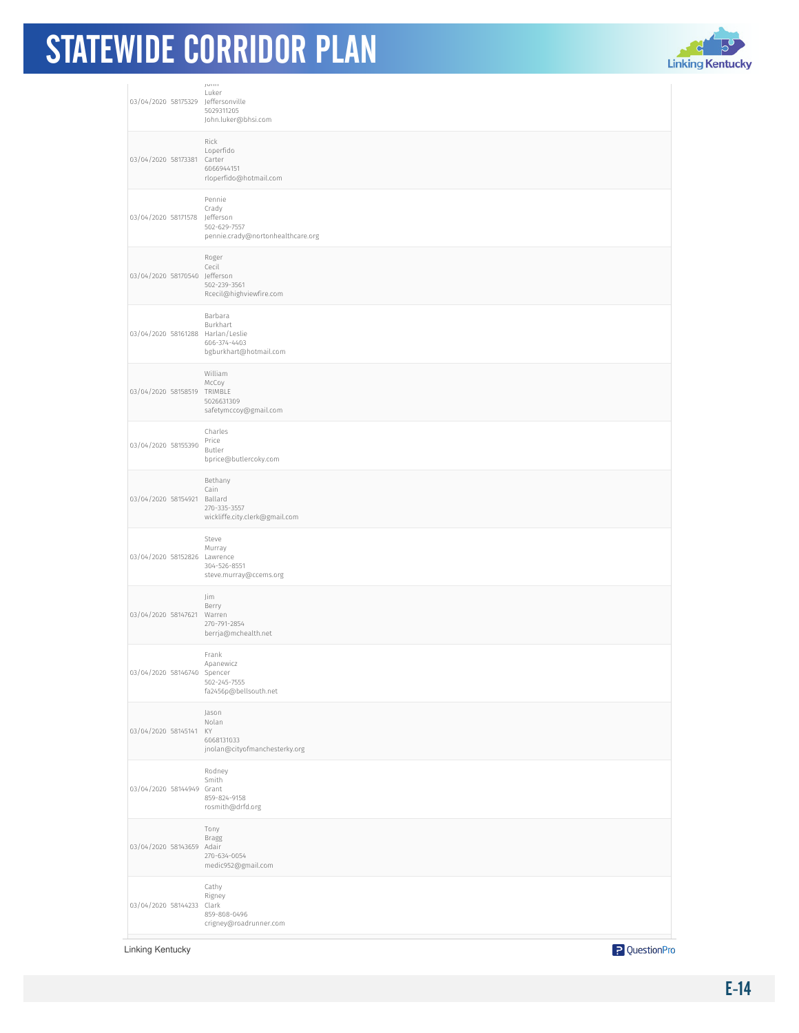| | | |
|---|---|---|
| 03/04/2020 | 58175329 | John<br>Luker<br>Jeffersonville<br>5029311205<br>John.luker@bhsi.com |
| 03/04/2020 | 58173381 | Rick<br>Loperfido<br>Carter<br>6066944151<br>rloperfido@hotmail.com |
| 03/04/2020 | 58171578 | Pennie<br>Crady<br>Jefferson<br>502-629-7557<br>pennie.crady@nortonhealthcare.org |
| 03/04/2020 | 58170540 | Roger<br>Cecil<br>Jefferson<br>502-239-3561<br>Rcecil@highviewfire.com |
| 03/04/2020 | 58161288 | Barbara<br>Burkhart<br>Harlan/Leslie<br>606-374-4403<br>bgburkhart@hotmail.com |
| 03/04/2020 | 58158519 | William<br>McCoy<br>TRIMBLE<br>5026631309<br>safetymccoy@gmail.com |
| 03/04/2020 | 58155390 | Charles<br>Price<br>Butler<br>bprice@butlercoky.com |
| 03/04/2020 | 58154921 | Bethany<br>Cain<br>Ballard<br>270-335-3557<br>wickliffe.city.clerk@gmail.com |
| 03/04/2020 | 58152826 | Steve<br>Murray<br>Lawrence<br>304-526-8551<br>steve.murray@ccems.org |
| 03/04/2020 | 58147621 | Jim<br>Berry<br>Warren<br>270-791-2854<br>berrja@mchealth.net |
| 03/04/2020 | 58146740 | Frank<br>Apanewicz<br>Spencer<br>502-245-7555<br>fa2456p@bellsouth.net |
| 03/04/2020 | 58145141 | Jason<br>Nolan<br>KY<br>6068131033<br>jnolan@cityofmanchesterky.org |
| 03/04/2020 | 58144949 | Rodney<br>Smith<br>Grant<br>859-824-9158<br>rosmith@drfd.org |
| 03/04/2020 | 58143659 | Tony<br>Bragg<br>Adair<br>270-634-0054<br>medic952@gmail.com |
| 03/04/2020 | 58144233 | Cathy<br>Rigney<br>Clark<br>859-808-0496<br>crigney@roadrunner.com |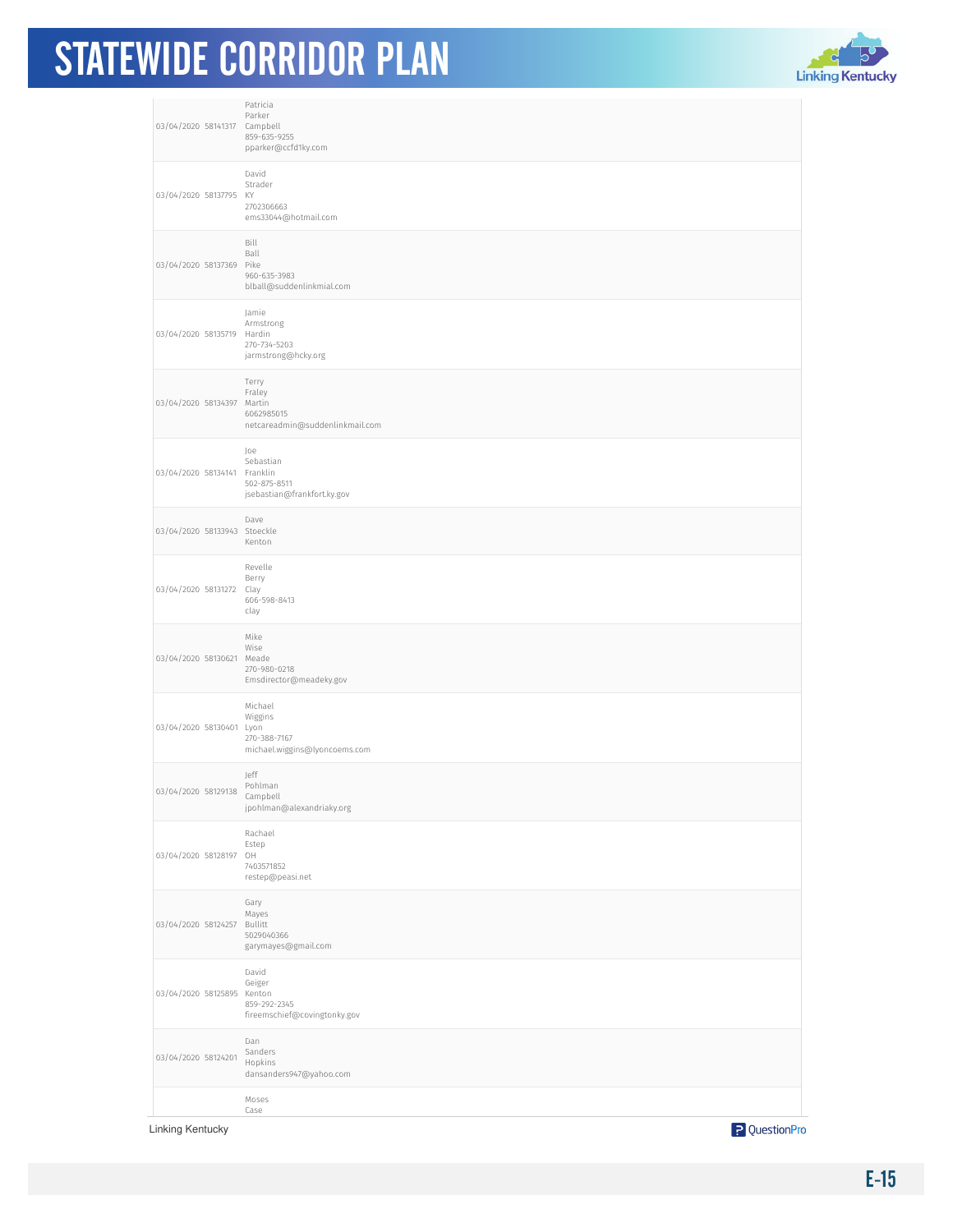| | | |
|---|---|---|
| 03/04/2020 | 58141317 | Patricia<br>Parker<br>Campbell<br>859-635-9255<br>pparker@ccfd1ky.com |
| 03/04/2020 | 58137795 | David<br>Strader<br>KY<br>2702306663<br>ems33044@hotmail.com |
| 03/04/2020 | 58137369 | Bill<br>Ball<br>Pike<br>960-635-3983<br>blball@suddenlinkmial.com |
| 03/04/2020 | 58135719 | Jamie<br>Armstrong<br>Hardin<br>270-734-5203<br>jarmstrong@hcky.org |
| 03/04/2020 | 58134397 | Terry<br>Fraley<br>Martin<br>6062985015<br>netcareadmin@suddenlinkmail.com |
| 03/04/2020 | 58134141 | Joe<br>Sebastian<br>Franklin<br>502-875-8511<br>jsebastian@frankfort.ky.gov |
| 03/04/2020 | 58133943 | Dave<br>Stoeckle<br>Kenton |
| 03/04/2020 | 58131272 | Revelle<br>Berry<br>Clay<br>606-598-8413<br>clay |
| 03/04/2020 | 58130621 | Mike<br>Wise<br>Meade<br>270-980-0218<br>Emsdirector@meadeky.gov |
| 03/04/2020 | 58130401 | Michael<br>Wiggins<br>Lyon<br>270-388-7167<br>michael.wiggins@lyoncoems.com |
| 03/04/2020 | 58129138 | Jeff<br>Pohlman<br>Campbell<br>jpohlman@alexandriaky.org |
| 03/04/2020 | 58128197 | Rachael<br>Estep<br>OH<br>7403571852<br>restep@peasi.net |
| 03/04/2020 | 58124257 | Gary<br>Mayes<br>Bullitt<br>5029040366<br>garymayes@gmail.com |
| 03/04/2020 | 58125895 | David<br>Geiger<br>Kenton<br>859-292-2345<br>fireemschief@covingtonky.gov |
| 03/04/2020 | 58124201 | Dan<br>Sanders<br>Hopkins<br>dansanders947@yahoo.com |
| | | Moses<br>Case |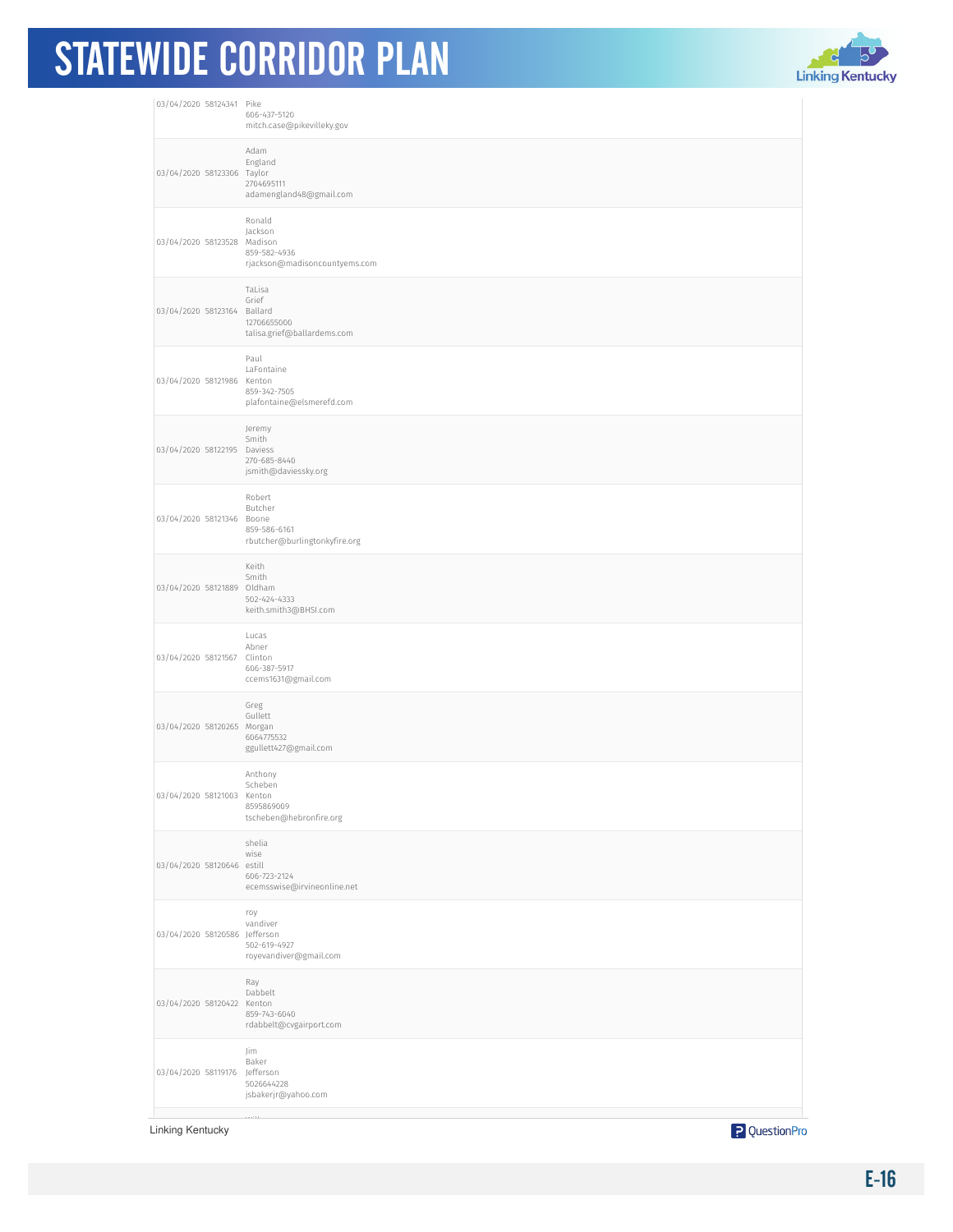| | | |
|---|---|---|
| 03/04/2020 | 58124341 | Pike<br>606-437-5120<br>mitch.case@pikevilleky.gov |
| 03/04/2020 | 58123306 | Adam<br>England<br>Taylor<br>2704695111<br>adamengland48@gmail.com |
| 03/04/2020 | 58123528 | Ronald<br>Jackson<br>Madison<br>859-582-4936<br>rjackson@madisoncountyems.com |
| 03/04/2020 | 58123164 | TaLisa<br>Grief<br>Ballard<br>12706655000<br>talisa.grief@ballardems.com |
| 03/04/2020 | 58121986 | Paul<br>LaFontaine<br>Kenton<br>859-342-7505<br>plafontaine@elsmerefd.com |
| 03/04/2020 | 58122195 | Jeremy<br>Smith<br>Daviess<br>270-685-8440<br>jsmith@daviessky.org |
| 03/04/2020 | 58121346 | Robert<br>Butcher<br>Boone<br>859-586-6161<br>rbutcher@burlingtonkyfire.org |
| 03/04/2020 | 58121889 | Keith<br>Smith<br>Oldham<br>502-424-4333<br>keith.smith3@BHSI.com |
| 03/04/2020 | 58121567 | Lucas<br>Abner<br>Clinton<br>606-387-5917<br>ccems1631@gmail.com |
| 03/04/2020 | 58120265 | Greg<br>Gullett<br>Morgan<br>6064775532<br>ggullett427@gmail.com |
| 03/04/2020 | 58121003 | Anthony<br>Scheben<br>Kenton<br>8595869009<br>tscheben@hebronfire.org |
| 03/04/2020 | 58120646 | shelia<br>wise<br>estill<br>606-723-2124<br>ecemsswise@irvineonline.net |
| 03/04/2020 | 58120586 | roy<br>vandiver<br>Jefferson<br>502-619-4927<br>royevandiver@gmail.com |
| 03/04/2020 | 58120422 | Ray<br>Dabbelt<br>Kenton<br>859-743-6040<br>rdabbelt@cvgairport.com |
| 03/04/2020 | 58119176 | Jim<br>Baker<br>Jefferson<br>5026644228<br>jsbakerjr@yahoo.com |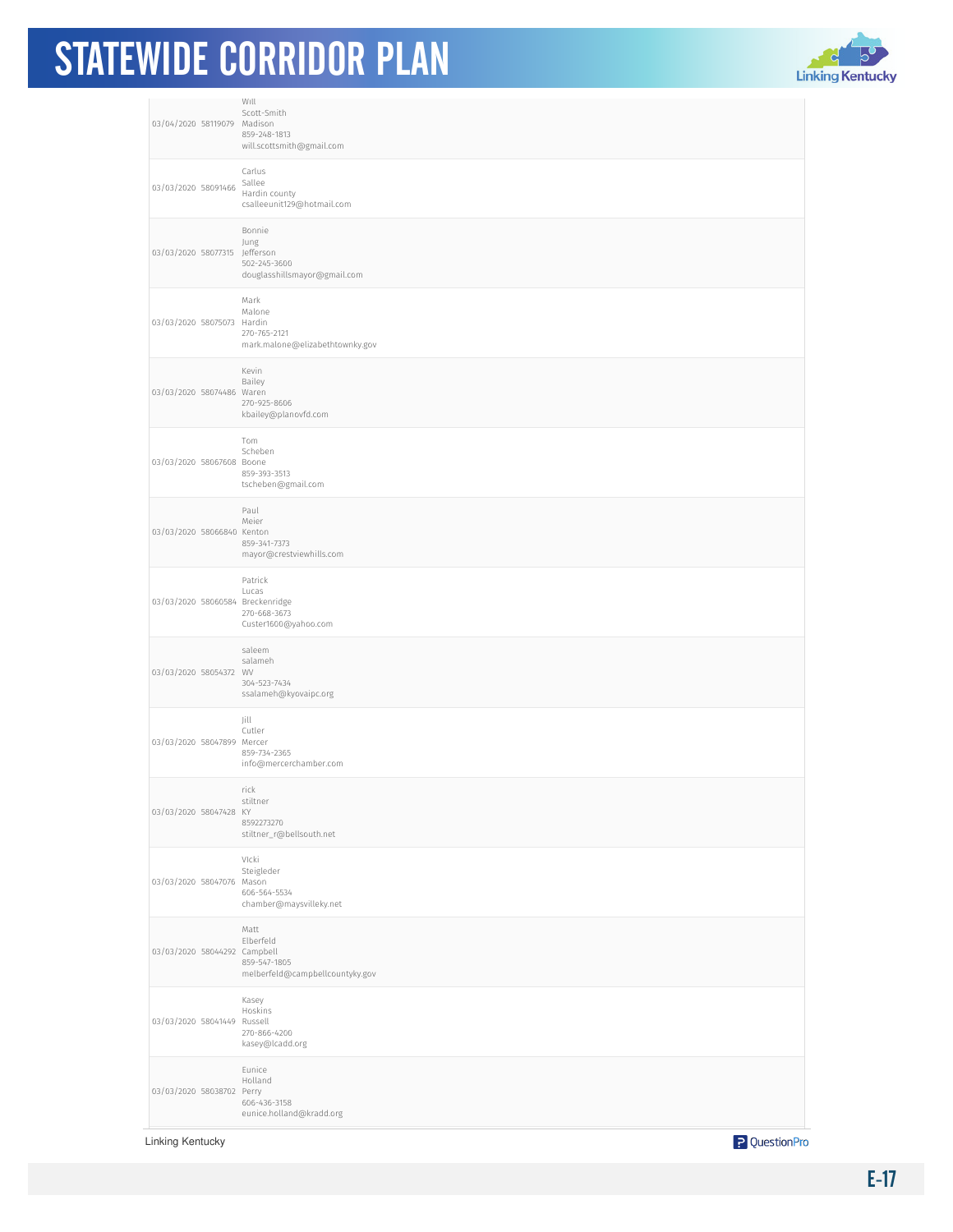| | | |
|---|---|---|
| 03/04/2020 | 58119079 | Will<br>Scott-Smith<br>Madison<br>859-248-1813<br>will.scottsmith@gmail.com |
| 03/03/2020 | 58091466 | Carlus<br>Sallee<br>Hardin county<br>csalleeunit129@hotmail.com |
| 03/03/2020 | 58077315 | Bonnie<br>Jung<br>Jefferson<br>502-245-3600<br>douglasshillsmayor@gmail.com |
| 03/03/2020 | 58075073 | Mark<br>Malone<br>Hardin<br>270-765-2121<br>mark.malone@elizabethtownky.gov |
| 03/03/2020 | 58074486 | Kevin<br>Bailey<br>Waren<br>270-925-8606<br>kbailey@planovfd.com |
| 03/03/2020 | 58067608 | Tom<br>Scheben<br>Boone<br>859-393-3513<br>tscheben@gmail.com |
| 03/03/2020 | 58066840 | Paul<br>Meier<br>Kenton<br>859-341-7373<br>mayor@crestviewhills.com |
| 03/03/2020 | 58060584 | Patrick<br>Lucas<br>Breckenridge<br>270-668-3673<br>Custer1600@yahoo.com |
| 03/03/2020 | 58054372 | saleem<br>salameh<br>WV<br>304-523-7434<br>ssalameh@kyovaipc.org |
| 03/03/2020 | 58047899 | Jill<br>Cutler<br>Mercer<br>859-734-2365<br>info@mercerchamber.com |
| 03/03/2020 | 58047428 | rick<br>stiltner<br>KY<br>8592273270<br>stiltner_r@bellsouth.net |
| 03/03/2020 | 58047076 | VIcki<br>Steigleder<br>Mason<br>606-564-5534<br>chamber@maysvilleky.net |
| 03/03/2020 | 58044292 | Matt<br>Elberfeld<br>Campbell<br>859-547-1805<br>melberfeld@campbellcountyky.gov |
| 03/03/2020 | 58041449 | Kasey<br>Hoskins<br>Russell<br>270-866-4200<br>kasey@lcadd.org |
| 03/03/2020 | 58038702 | Eunice<br>Holland<br>Perry<br>606-436-3158<br>eunice.holland@kradd.org |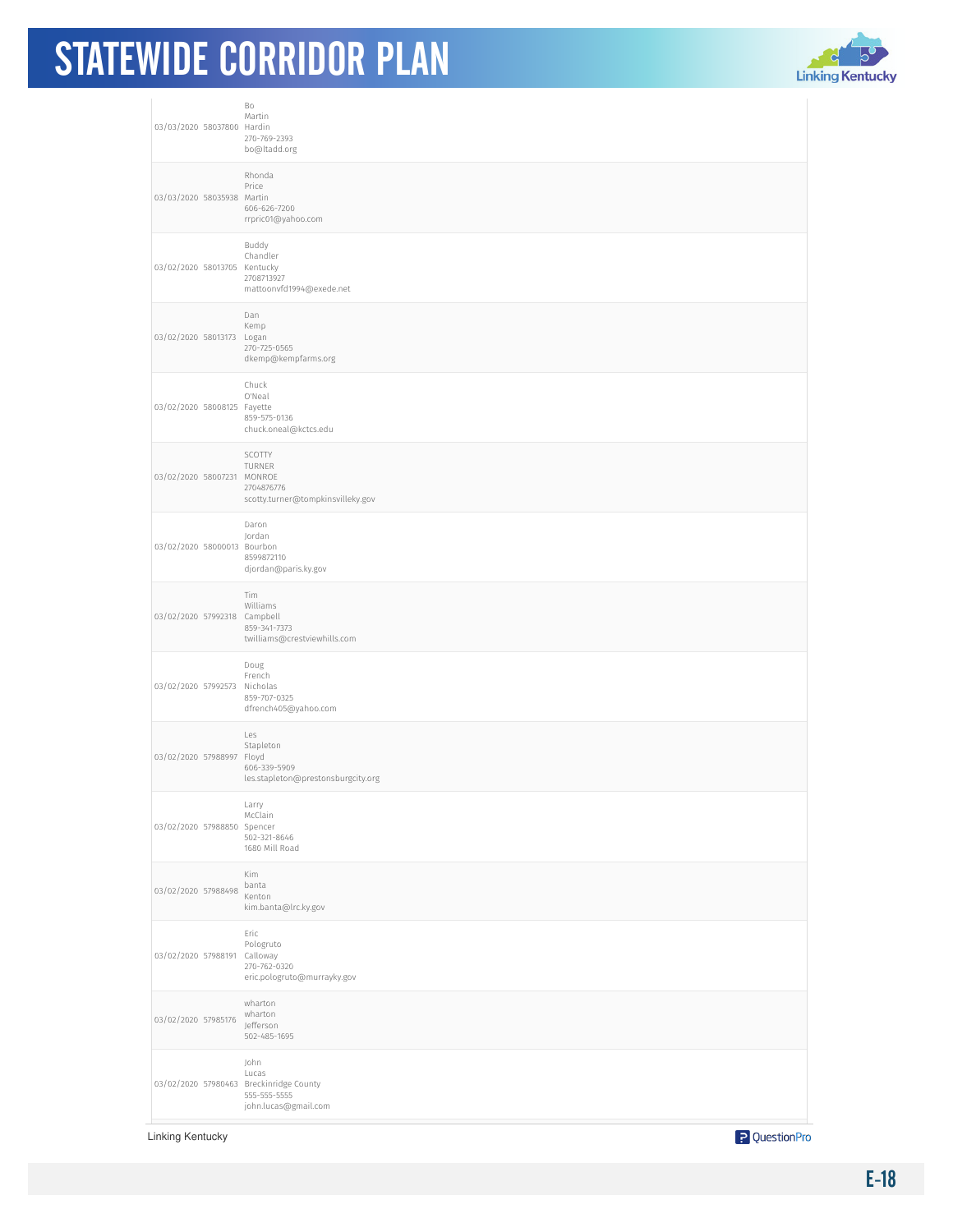| | | |
|---|---|---|
| 03/03/2020 | 58037800 | Bo<br>Martin<br>Hardin<br>270-769-2393<br>bo@ltadd.org |
| 03/03/2020 | 58035938 | Rhonda<br>Price<br>Martin<br>606-626-7200<br>rrpric01@yahoo.com |
| 03/02/2020 | 58013705 | Buddy<br>Chandler<br>Kentucky<br>2708713927<br>mattoonvfd1994@exede.net |
| 03/02/2020 | 58013173 | Dan<br>Kemp<br>Logan<br>270-725-0565<br>dkemp@kempfarms.org |
| 03/02/2020 | 58008125 | Chuck<br>O'Neal<br>Fayette<br>859-575-0136<br>chuck.oneal@kctcs.edu |
| 03/02/2020 | 58007231 | SCOTTY<br>TURNER<br>MONROE<br>2704876776<br>scotty.turner@tompkinsvilleky.gov |
| 03/02/2020 | 58000013 | Daron<br>Jordan<br>Bourbon<br>8599872110<br>djordan@paris.ky.gov |
| 03/02/2020 | 57992318 | Tim<br>Williams<br>Campbell<br>859-341-7373<br>twilliams@crestviewhills.com |
| 03/02/2020 | 57992573 | Doug<br>French<br>Nicholas<br>859-707-0325<br>dfrench405@yahoo.com |
| 03/02/2020 | 57988997 | Les<br>Stapleton<br>Floyd<br>606-339-5909<br>les.stapleton@prestonsburgcity.org |
| 03/02/2020 | 57988850 | Larry<br>McClain<br>Spencer<br>502-321-8646<br>1680 Mill Road |
| 03/02/2020 | 57988498 | Kim<br>banta<br>Kenton<br>kim.banta@lrc.ky.gov |
| 03/02/2020 | 57988191 | Eric<br>Pologruto<br>Calloway<br>270-762-0320<br>eric.pologruto@murrayky.gov |
| 03/02/2020 | 57985176 | wharton<br>wharton<br>Jefferson<br>502-485-1695 |
| 03/02/2020 | 57980463 | John<br>Lucas<br>Breckinridge County<br>555-555-5555<br>john.lucas@gmail.com |

Linking Kentucky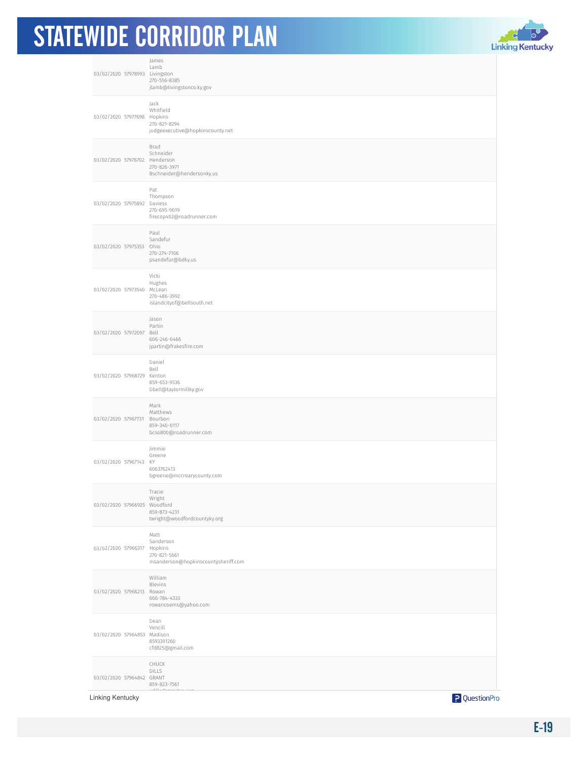| | | |
|---|---|---|
| 03/02/2020 | 57978993 | James<br>Lamb<br>Livingston<br>270-556-8385<br>jlamb@livingstonco.ky.gov |
| 03/02/2020 | 57977698 | Jack<br>Whitfield<br>Hopkins<br>270-821-8294<br>judgeexecutive@hopkinscounty.net |
| 03/02/2020 | 57976702 | Brad<br>Schneider<br>Henderson<br>270-826-3971<br>Bschneider@hendersonky.us |
| 03/02/2020 | 57975892 | Pat<br>Thompson<br>Daviess<br>270-695-9019<br>firecop402@roadrunner.com |
| 03/02/2020 | 57975353 | Paul<br>Sandefur<br>Ohio<br>270-274-7106<br>psandefur@bdky.us |
| 03/02/2020 | 57973540 | Vicki<br>Hughes<br>McLean<br>270-486-3992<br>islandcityof@bellsouth.net |
| 03/02/2020 | 57972097 | Jason<br>Partin<br>Bell<br>606-246-0466<br>jpartin@frakesfire.com |
| 03/02/2020 | 57968729 | Daniel<br>Bell<br>Kenton<br>859-653-9536<br>Dbell@taylormillky.gov |
| 03/02/2020 | 57967731 | Mark<br>Matthews<br>Bourbon<br>859-340-0117<br>bcso800@roadrunner.com |
| 03/02/2020 | 57967143 | Jimmie<br>Greene<br>KY<br>6063762413<br>bgreene@mccrearycounty.com |
| 03/02/2020 | 57966925 | Tracie<br>Wright<br>Woodford<br>859-873-4231<br>twright@woodfordcountyky.org |
| 03/02/2020 | 57966317 | Matt<br>Sanderson<br>Hopkins<br>270-821-5661<br>msanderson@hopkinscountysheriff.com |
| 03/02/2020 | 57966213 | William<br>Blevins<br>Rowan<br>606-784-4333<br>rowancoems@yahoo.com |
| 03/02/2020 | 57964853 | Dean<br>Vencill<br>Madison<br>8593391260<br>cfd825@gmail.com |
| 03/02/2020 | 57964842 | CHUCK<br>DILLS<br>GRANT<br>859-823-7561 |

Linking Kentucky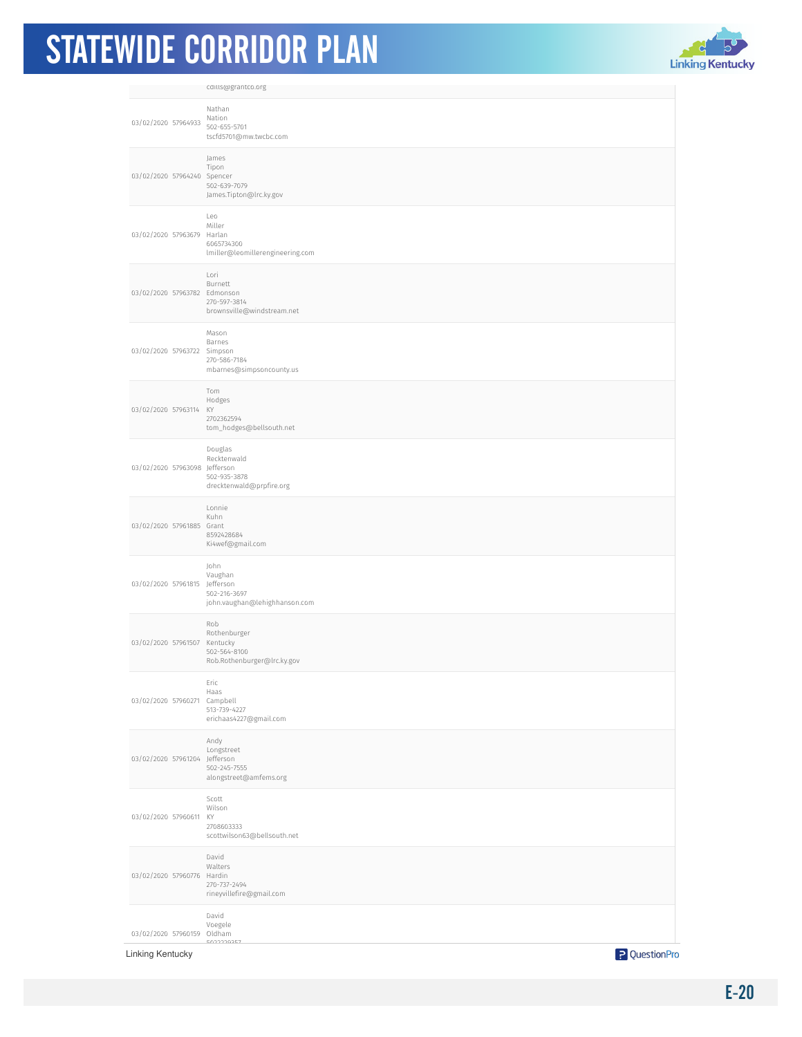| | | |
|---|---|---|
| | | cdills@grantco.org |
| 03/02/2020 | 57964933 | Nathan<br>Nation<br>502-655-5701<br>tscfd5701@mw.twcbc.com |
| 03/02/2020 | 57964240 | James<br>Tipon<br>Spencer<br>502-639-7079<br>James.Tipton@lrc.ky.gov |
| 03/02/2020 | 57963679 | Leo<br>Miller<br>Harlan<br>6065734300<br>lmiller@leomillerengineering.com |
| 03/02/2020 | 57963782 | Lori<br>Burnett<br>Edmonson<br>270-597-3814<br>brownsville@windstream.net |
| 03/02/2020 | 57963722 | Mason<br>Barnes<br>Simpson<br>270-586-7184<br>mbarnes@simpsoncounty.us |
| 03/02/2020 | 57963114 | Tom<br>Hodges<br>KY<br>2702362594<br>tom_hodges@bellsouth.net |
| 03/02/2020 | 57963098 | Douglas<br>Recktenwald<br>Jefferson<br>502-935-3878<br>drecktenwald@prpfire.org |
| 03/02/2020 | 57961885 | Lonnie<br>Kuhn<br>Grant<br>8592428684<br>Ki4wef@gmail.com |
| 03/02/2020 | 57961815 | John<br>Vaughan<br>Jefferson<br>502-216-3697<br>john.vaughan@lehighhanson.com |
| 03/02/2020 | 57961507 | Rob<br>Rothenburger<br>Kentucky<br>502-564-8100<br>Rob.Rothenburger@lrc.ky.gov |
| 03/02/2020 | 57960271 | Eric<br>Haas<br>Campbell<br>513-739-4227<br>erichaas4227@gmail.com |
| 03/02/2020 | 57961204 | Andy<br>Longstreet<br>Jefferson<br>502-245-7555<br>alongstreet@amfems.org |
| 03/02/2020 | 57960611 | Scott<br>Wilson<br>KY<br>2708603333<br>scottwilson63@bellsouth.net |
| 03/02/2020 | 57960776 | David<br>Walters<br>Hardin<br>270-737-2494<br>rineyvillefire@gmail.com |
| 03/02/2020 | 57960159 | David<br>Voegele<br>Oldham<br>5022220257 |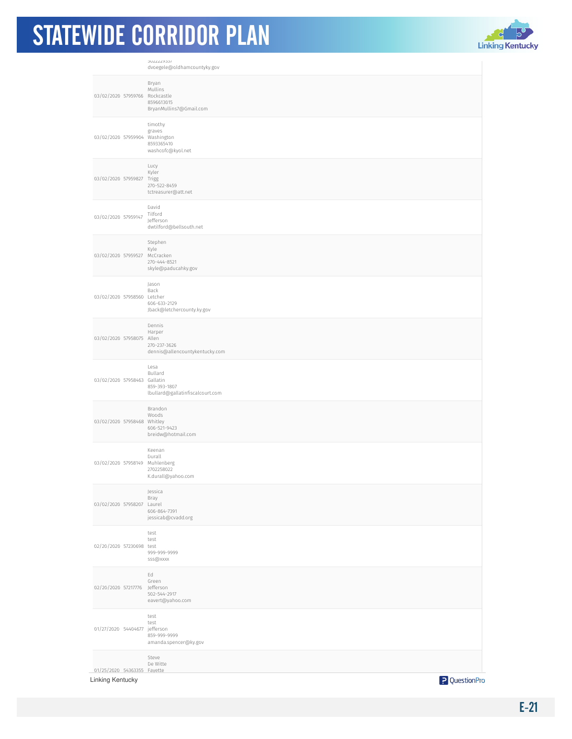| | | |
|---|---|---|
| | | 5022229357<br>dvoegele@oldhamcountyky.gov |
| 03/02/2020 | 57959766 | Bryan<br>Mullins<br>Rockcastle<br>8596613015<br>BryanMullins7@Gmail.com |
| 03/02/2020 | 57959904 | timothy<br>graves<br>Washington<br>8593365410<br>washcofc@kyol.net |
| 03/02/2020 | 57959827 | Lucy<br>Kyler<br>Trigg<br>270-522-8459<br>tctreasurer@att.net |
| 03/02/2020 | 57959147 | David<br>Tilford<br>Jefferson<br>dwtilford@bellsouth.net |
| 03/02/2020 | 57959527 | Stephen<br>Kyle<br>McCracken<br>270-444-8521<br>skyle@paducahky.gov |
| 03/02/2020 | 57958560 | Jason<br>Back<br>Letcher<br>606-633-2129<br>Jback@letchercounty.ky.gov |
| 03/02/2020 | 57958075 | Dennis<br>Harper<br>Allen<br>270-237-3626<br>dennis@allencountykentucky.com |
| 03/02/2020 | 57958463 | Lesa<br>Bullard<br>Gallatin<br>859-393-1807<br>lbullard@gallatinfiscalcourt.com |
| 03/02/2020 | 57958468 | Brandon<br>Woods<br>Whitley<br>606-521-9423<br>breidw@hotmail.com |
| 03/02/2020 | 57958149 | Keenan<br>Durall<br>Muhlenberg<br>2702258022<br>K.durall@yahoo.com |
| 03/02/2020 | 57958207 | Jessica<br>Bray<br>Laurel<br>606-864-7391<br>jessicab@cvadd.org |
| 02/20/2020 | 57230698 | test<br>test<br>test<br>999-999-9999<br>sss@xxxx |
| 02/20/2020 | 57217776 | Ed<br>Green<br>Jefferson<br>502-544-2917<br>eavert@yahoo.com |
| 01/27/2020 | 54404677 | test<br>test<br>jefferson<br>859-999-9999<br>amanda.spencer@ky.gov |
| 01/25/2020 | 54363355 | Steve<br>De Witte<br>Fayette |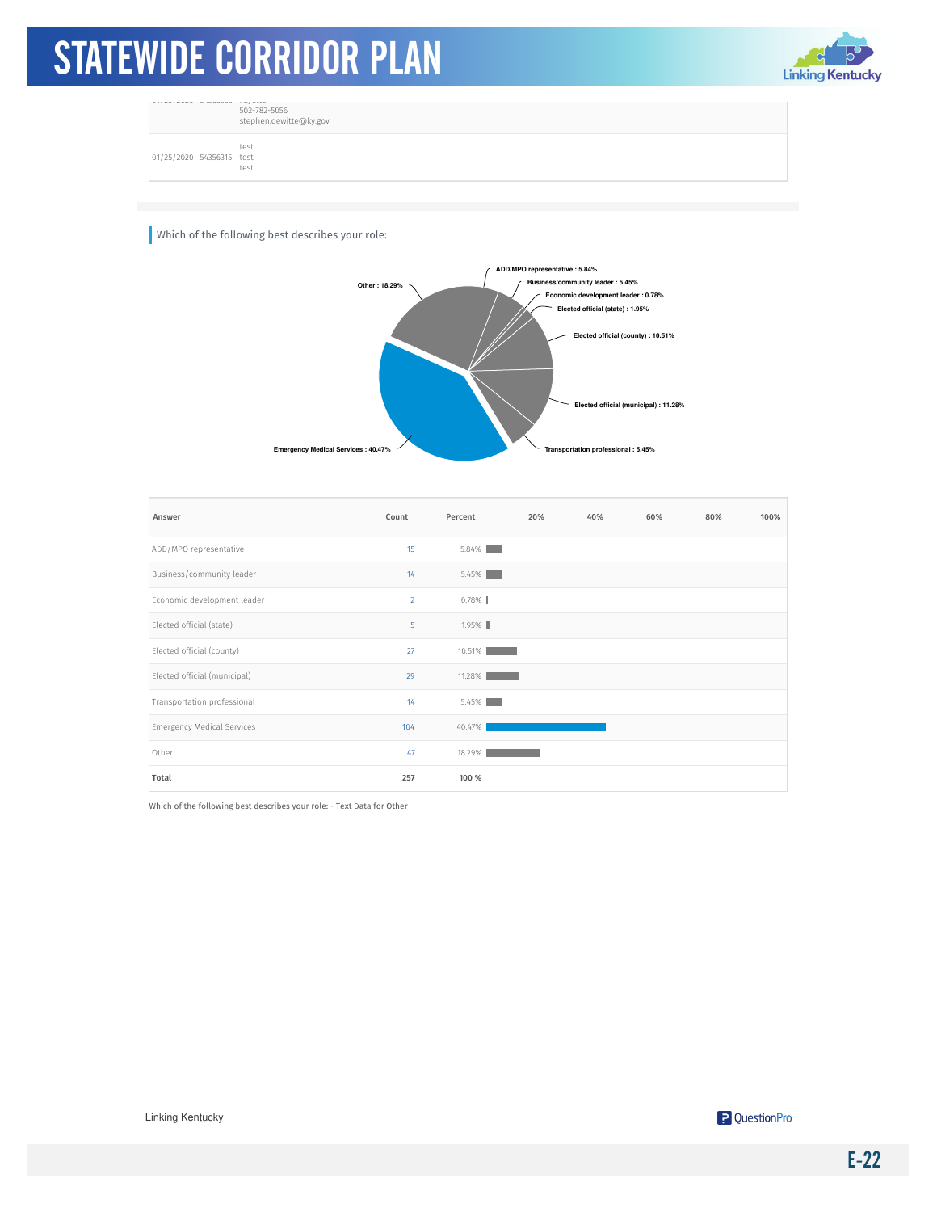| | | 502-782-5056<br>stephen.dewitte@ky.gov |
|---|---|---|
| 01/25/2020 | 54356315 | test<br>test<br>test |

Which of the following best describes your role:

| Answer | Count | Percent |
|---|---|---|
| ADD/MPO representative | 15 | 5.84% |
| Business/community leader | 14 | 5.45% |
| Economic development leader | 2 | 0.78% |
| Elected official (state) | 5 | 1.95% |
| Elected official (county) | 27 | 10.51% |
| Elected official (municipal) | 29 | 11.28% |
| Transportation professional | 14 | 5.45% |
| Emergency Medical Services | 104 | 40.47% |
| Other | 47 | 18.29% |
| **Total** | **257** | **100 %** |

Which of the following best describes your role: - Text Data for Other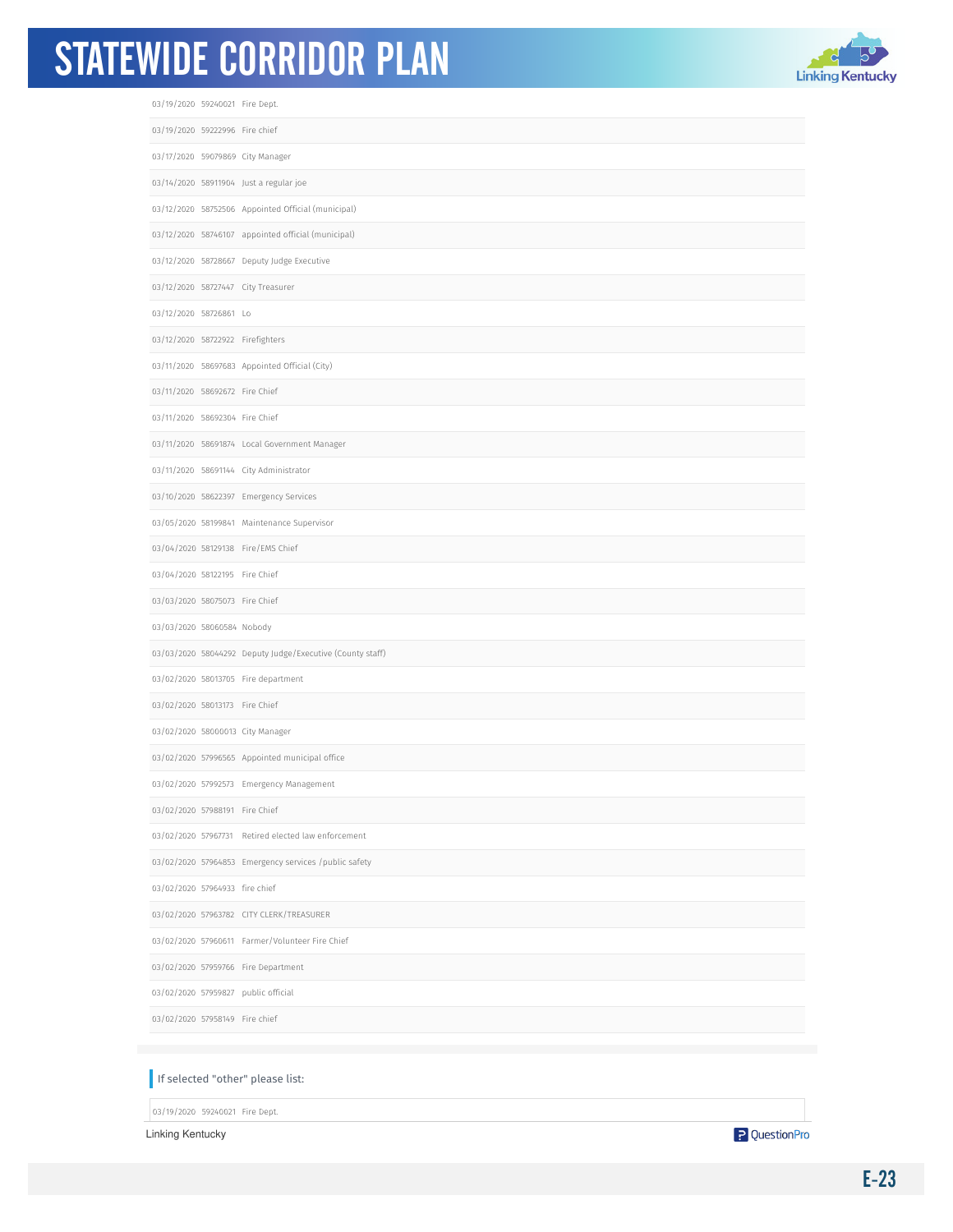| | | |
|---|---|---|
| 03/19/2020 | 59240021 | Fire Dept. |
| 03/19/2020 | 59222996 | Fire chief |
| 03/17/2020 | 59079869 | City Manager |
| 03/14/2020 | 58911904 | Just a regular joe |
| 03/12/2020 | 58752506 | Appointed Official (municipal) |
| 03/12/2020 | 58746107 | appointed official (municipal) |
| 03/12/2020 | 58728667 | Deputy Judge Executive |
| 03/12/2020 | 58727447 | City Treasurer |
| 03/12/2020 | 58726861 | Lo |
| 03/12/2020 | 58722922 | Firefighters |
| 03/11/2020 | 58697683 | Appointed Official (City) |
| 03/11/2020 | 58692672 | Fire Chief |
| 03/11/2020 | 58692304 | Fire Chief |
| 03/11/2020 | 58691874 | Local Government Manager |
| 03/11/2020 | 58691144 | City Administrator |
| 03/10/2020 | 58622397 | Emergency Services |
| 03/05/2020 | 58199841 | Maintenance Supervisor |
| 03/04/2020 | 58129138 | Fire/EMS Chief |
| 03/04/2020 | 58122195 | Fire Chief |
| 03/03/2020 | 58075073 | Fire Chief |
| 03/03/2020 | 58060584 | Nobody |
| 03/03/2020 | 58044292 | Deputy Judge/Executive (County staff) |
| 03/02/2020 | 58013705 | Fire department |
| 03/02/2020 | 58013173 | Fire Chief |
| 03/02/2020 | 58000013 | City Manager |
| 03/02/2020 | 57996565 | Appointed municipal office |
| 03/02/2020 | 57992573 | Emergency Management |
| 03/02/2020 | 57988191 | Fire Chief |
| 03/02/2020 | 57967731 | Retired elected law enforcement |
| 03/02/2020 | 57964853 | Emergency services /public safety |
| 03/02/2020 | 57964933 | fire chief |
| 03/02/2020 | 57963782 | CITY CLERK/TREASURER |
| 03/02/2020 | 57960611 | Farmer/Volunteer Fire Chief |
| 03/02/2020 | 57959766 | Fire Department |
| 03/02/2020 | 57959827 | public official |
| 03/02/2020 | 57958149 | Fire chief |

## If selected "other" please list:

| | | |
|---|---|---|
| 03/19/2020 | 59240021 | Fire Dept. |

Linking Kentucky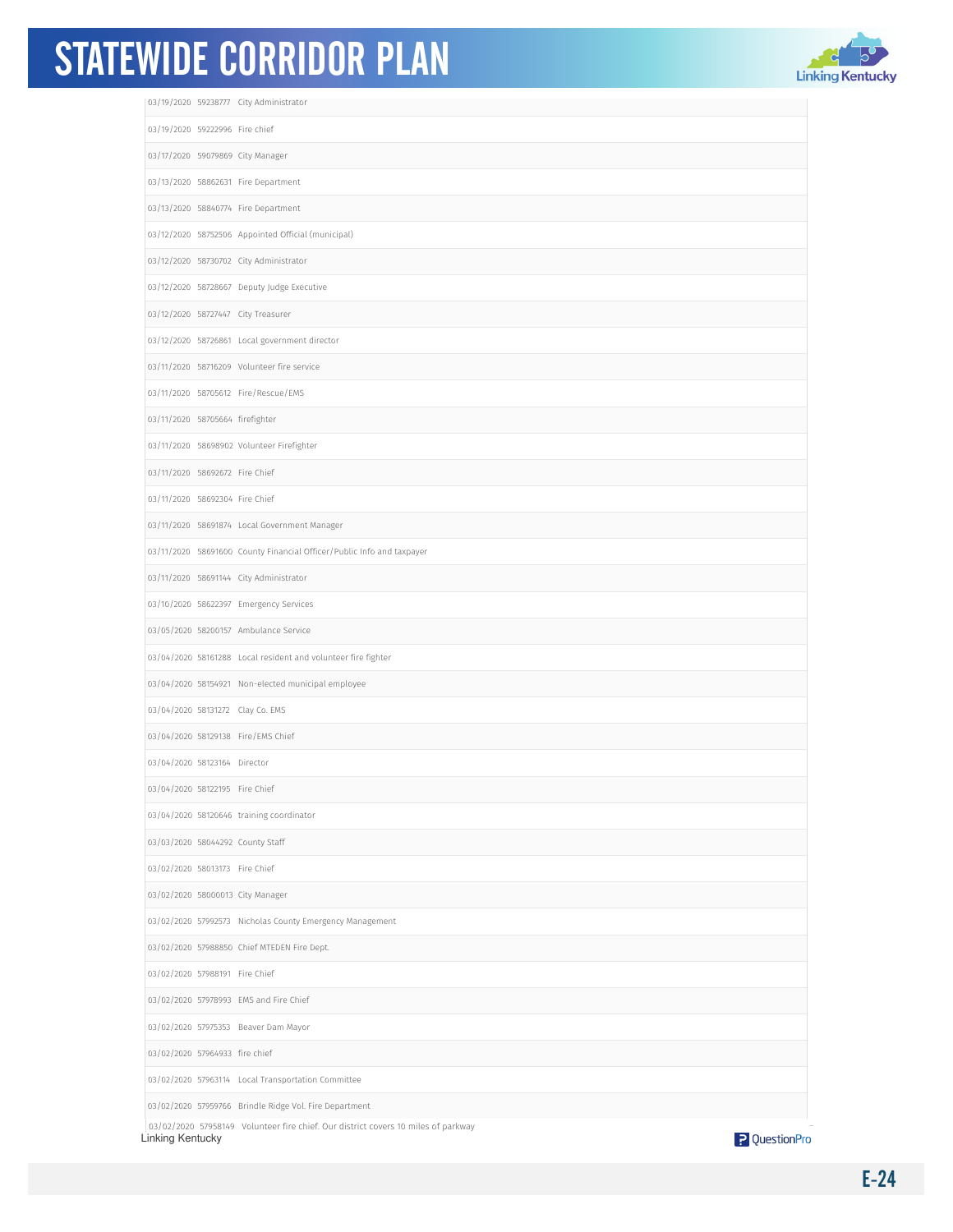| | | |
|---|---|---|
| 03/19/2020 | 59238777 | City Administrator |
| 03/19/2020 | 59222996 | Fire chief |
| 03/17/2020 | 59079869 | City Manager |
| 03/13/2020 | 58862631 | Fire Department |
| 03/13/2020 | 58840774 | Fire Department |
| 03/12/2020 | 58752506 | Appointed Official (municipal) |
| 03/12/2020 | 58730702 | City Administrator |
| 03/12/2020 | 58728667 | Deputy Judge Executive |
| 03/12/2020 | 58727447 | City Treasurer |
| 03/12/2020 | 58726861 | Local government director |
| 03/11/2020 | 58716209 | Volunteer fire service |
| 03/11/2020 | 58705612 | Fire/Rescue/EMS |
| 03/11/2020 | 58705664 | firefighter |
| 03/11/2020 | 58698902 | Volunteer Firefighter |
| 03/11/2020 | 58692672 | Fire Chief |
| 03/11/2020 | 58692304 | Fire Chief |
| 03/11/2020 | 58691874 | Local Government Manager |
| 03/11/2020 | 58691600 | County Financial Officer/Public Info and taxpayer |
| 03/11/2020 | 58691144 | City Administrator |
| 03/10/2020 | 58622397 | Emergency Services |
| 03/05/2020 | 58200157 | Ambulance Service |
| 03/04/2020 | 58161288 | Local resident and volunteer fire fighter |
| 03/04/2020 | 58154921 | Non-elected municipal employee |
| 03/04/2020 | 58131272 | Clay Co. EMS |
| 03/04/2020 | 58129138 | Fire/EMS Chief |
| 03/04/2020 | 58123164 | Director |
| 03/04/2020 | 58122195 | Fire Chief |
| 03/04/2020 | 58120646 | training coordinator |
| 03/03/2020 | 58044292 | County Staff |
| 03/02/2020 | 58013173 | Fire Chief |
| 03/02/2020 | 58000013 | City Manager |
| 03/02/2020 | 57992573 | Nicholas County Emergency Management |
| 03/02/2020 | 57988850 | Chief MTEDEN Fire Dept. |
| 03/02/2020 | 57988191 | Fire Chief |
| 03/02/2020 | 57978993 | EMS and Fire Chief |
| 03/02/2020 | 57975353 | Beaver Dam Mayor |
| 03/02/2020 | 57964933 | fire chief |
| 03/02/2020 | 57963114 | Local Transportation Committee |
| 03/02/2020 | 57959766 | Brindle Ridge Vol. Fire Department |
| 03/02/2020 | 57958149 | Volunteer fire chief. Our district covers 10 miles of parkway |